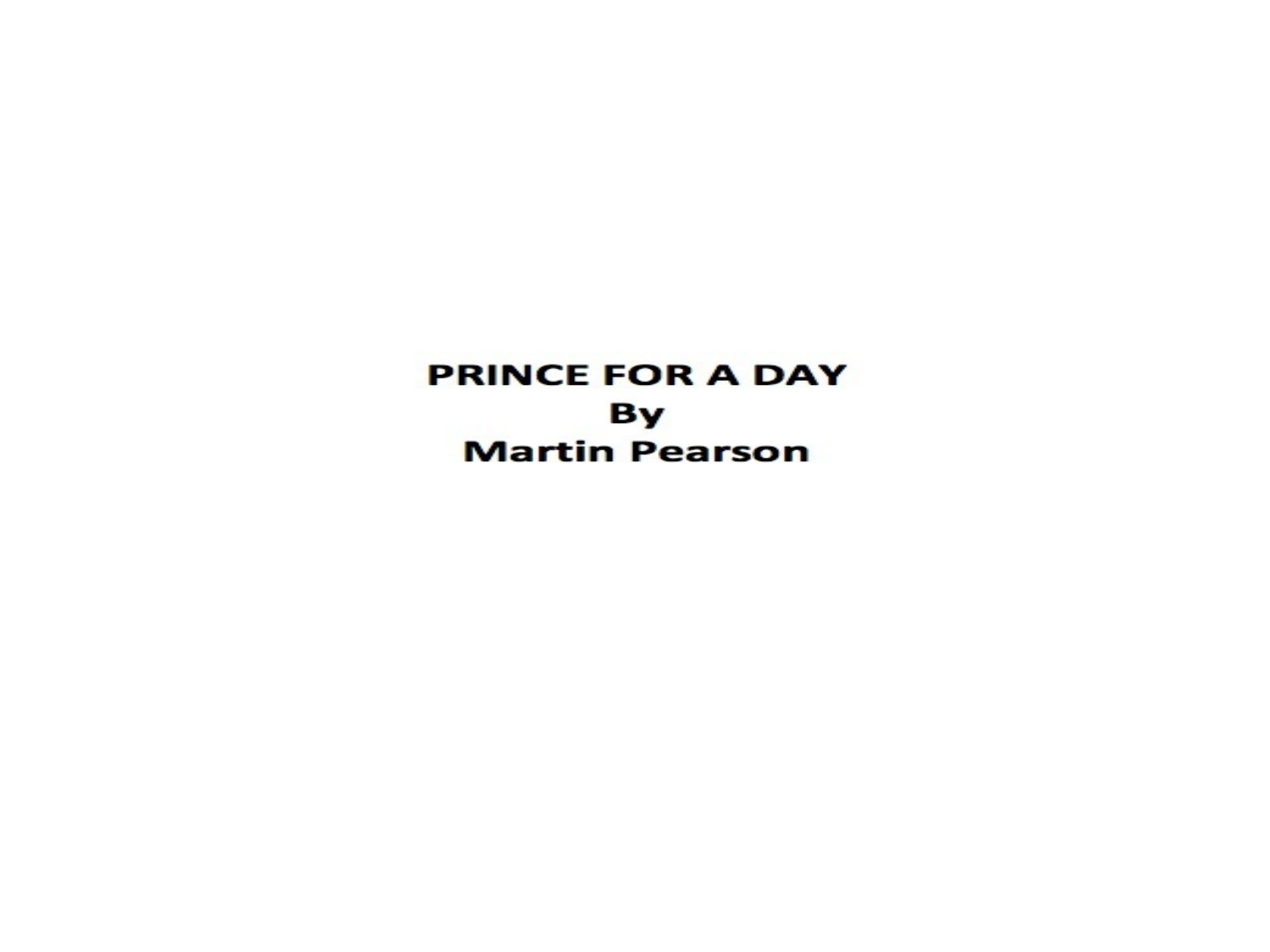# PRINCE FOR A DAY

**By**

**Martin Pearson**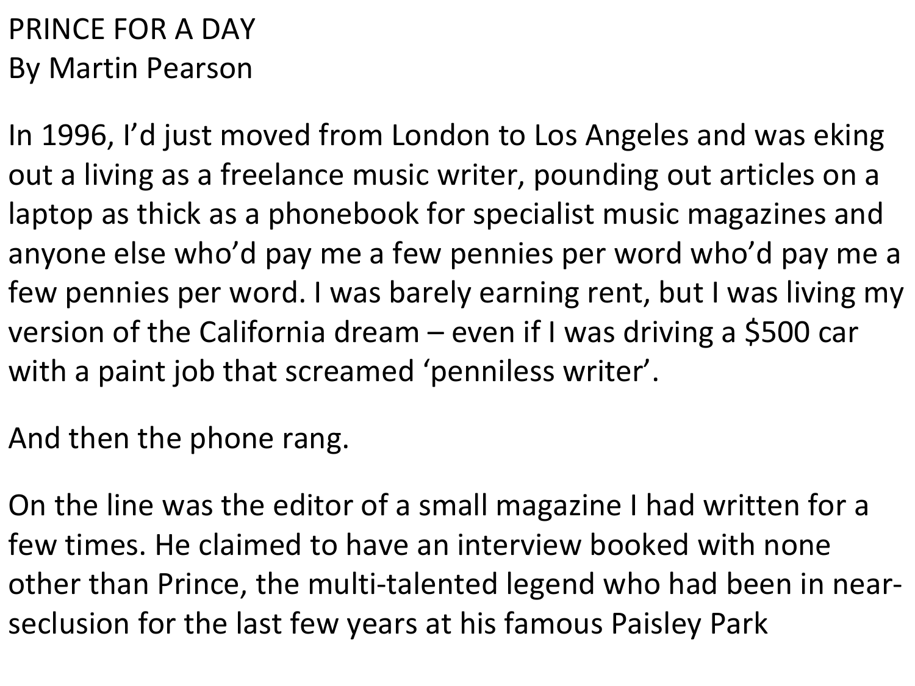# PRINCE FOR A DAY

By Martin Pearson

In 1996, I'd just moved from London to Los Angeles and was eking out a living as a freelance music writer, pounding out articles on a laptop as thick as a phonebook for specialist music magazines and anyone else who'd pay me a few pennies per word who'd pay me a few pennies per word. I was barely earning rent, but I was living my version of the California dream – even if I was driving a $500 car with a paint job that screamed 'penniless writer'.

And then the phone rang.

On the line was the editor of a small magazine I had written for a few times. He claimed to have an interview booked with none other than Prince, the multi-talented legend who had been in near-seclusion for the last few years at his famous Paisley Park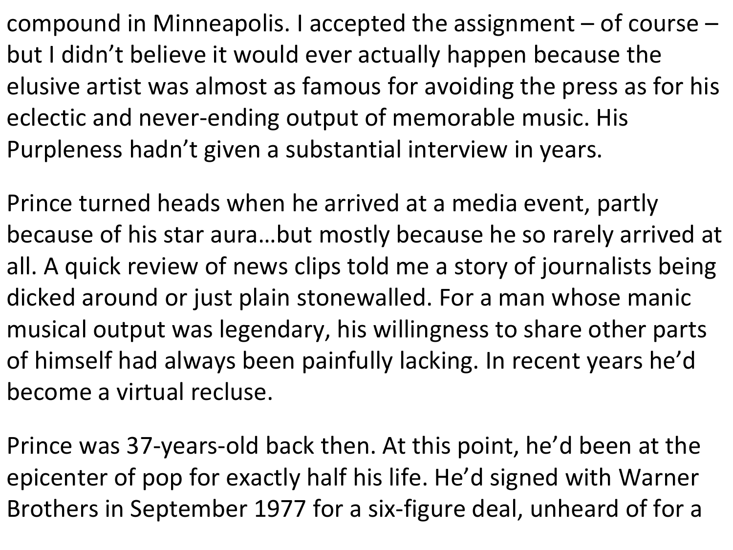compound in Minneapolis. I accepted the assignment – of course – but I didn't believe it would ever actually happen because the elusive artist was almost as famous for avoiding the press as for his eclectic and never-ending output of memorable music. His Purpleness hadn't given a substantial interview in years.

Prince turned heads when he arrived at a media event, partly because of his star aura…but mostly because he so rarely arrived at all. A quick review of news clips told me a story of journalists being dicked around or just plain stonewalled. For a man whose manic musical output was legendary, his willingness to share other parts of himself had always been painfully lacking. In recent years he'd become a virtual recluse.

Prince was 37-years-old back then. At this point, he'd been at the epicenter of pop for exactly half his life. He'd signed with Warner Brothers in September 1977 for a six-figure deal, unheard of for a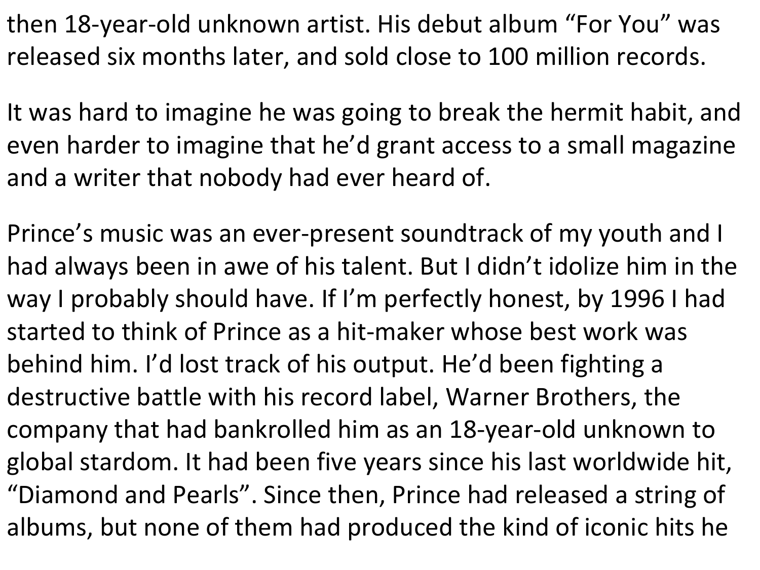then 18-year-old unknown artist. His debut album “For You” was released six months later, and sold close to 100 million records.

It was hard to imagine he was going to break the hermit habit, and even harder to imagine that he’d grant access to a small magazine and a writer that nobody had ever heard of.

Prince’s music was an ever-present soundtrack of my youth and I had always been in awe of his talent. But I didn’t idolize him in the way I probably should have. If I’m perfectly honest, by 1996 I had started to think of Prince as a hit-maker whose best work was behind him. I’d lost track of his output. He’d been fighting a destructive battle with his record label, Warner Brothers, the company that had bankrolled him as an 18-year-old unknown to global stardom. It had been five years since his last worldwide hit, “Diamond and Pearls”. Since then, Prince had released a string of albums, but none of them had produced the kind of iconic hits he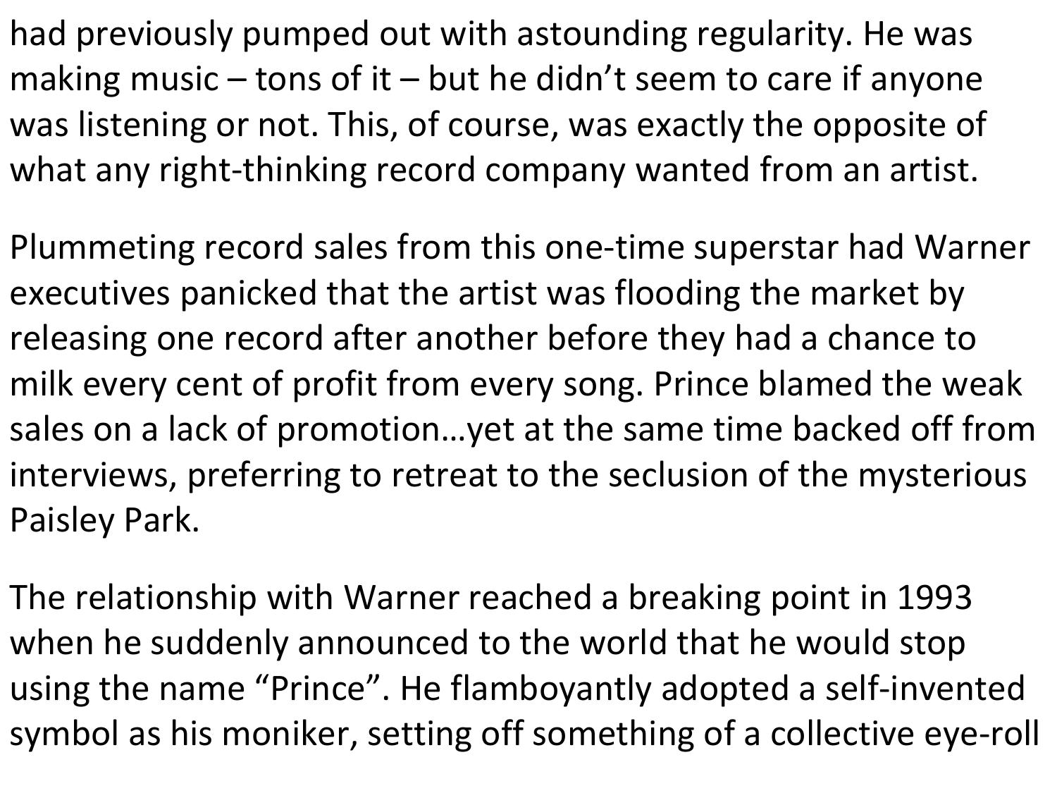had previously pumped out with astounding regularity. He was making music – tons of it – but he didn't seem to care if anyone was listening or not. This, of course, was exactly the opposite of what any right-thinking record company wanted from an artist.

Plummeting record sales from this one-time superstar had Warner executives panicked that the artist was flooding the market by releasing one record after another before they had a chance to milk every cent of profit from every song. Prince blamed the weak sales on a lack of promotion…yet at the same time backed off from interviews, preferring to retreat to the seclusion of the mysterious Paisley Park.

The relationship with Warner reached a breaking point in 1993 when he suddenly announced to the world that he would stop using the name "Prince". He flamboyantly adopted a self-invented symbol as his moniker, setting off something of a collective eye-roll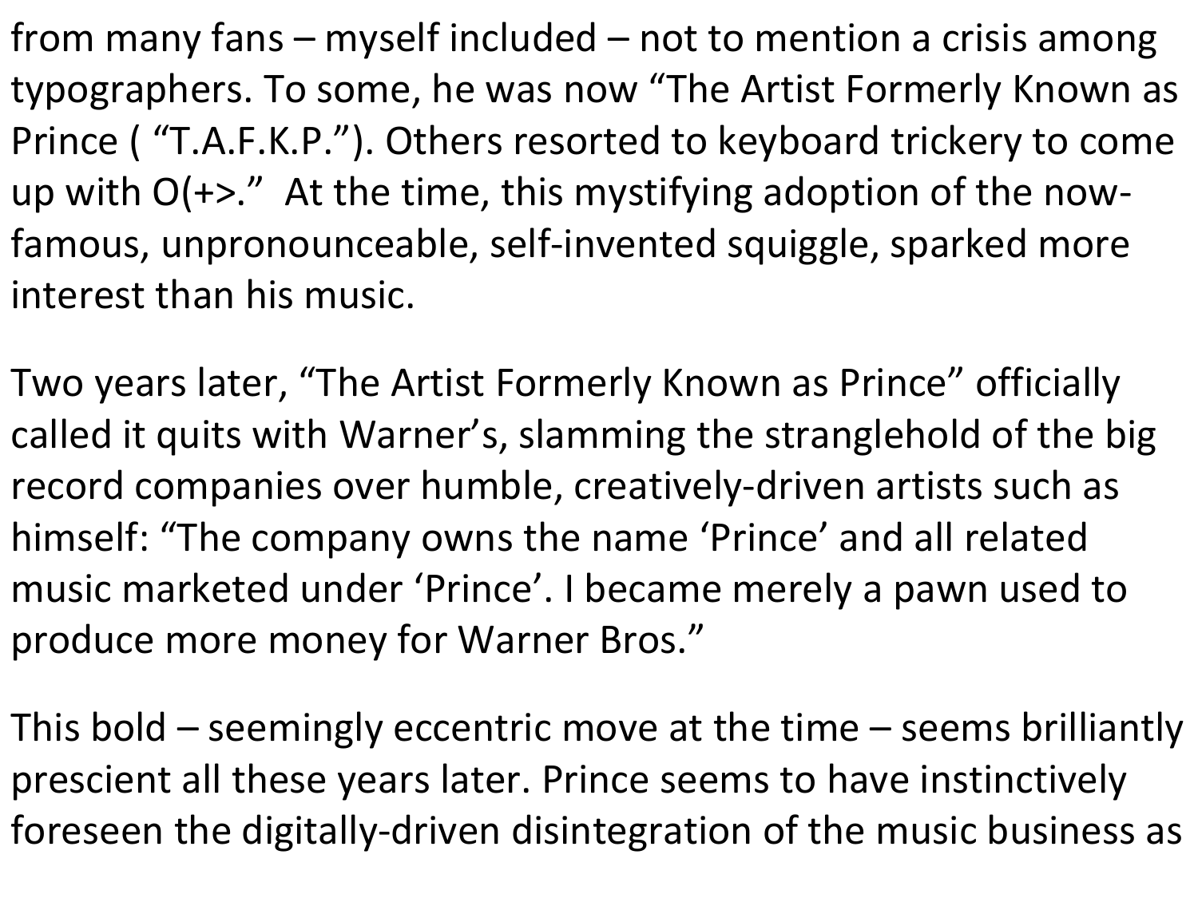from many fans – myself included – not to mention a crisis among typographers. To some, he was now "The Artist Formerly Known as Prince ( "T.A.F.K.P."). Others resorted to keyboard trickery to come up with O(+>."  At the time, this mystifying adoption of the now-famous, unpronounceable, self-invented squiggle, sparked more interest than his music.

Two years later, "The Artist Formerly Known as Prince" officially called it quits with Warner's, slamming the stranglehold of the big record companies over humble, creatively-driven artists such as himself: "The company owns the name 'Prince' and all related music marketed under 'Prince'. I became merely a pawn used to produce more money for Warner Bros."

This bold – seemingly eccentric move at the time – seems brilliantly prescient all these years later. Prince seems to have instinctively foreseen the digitally-driven disintegration of the music business as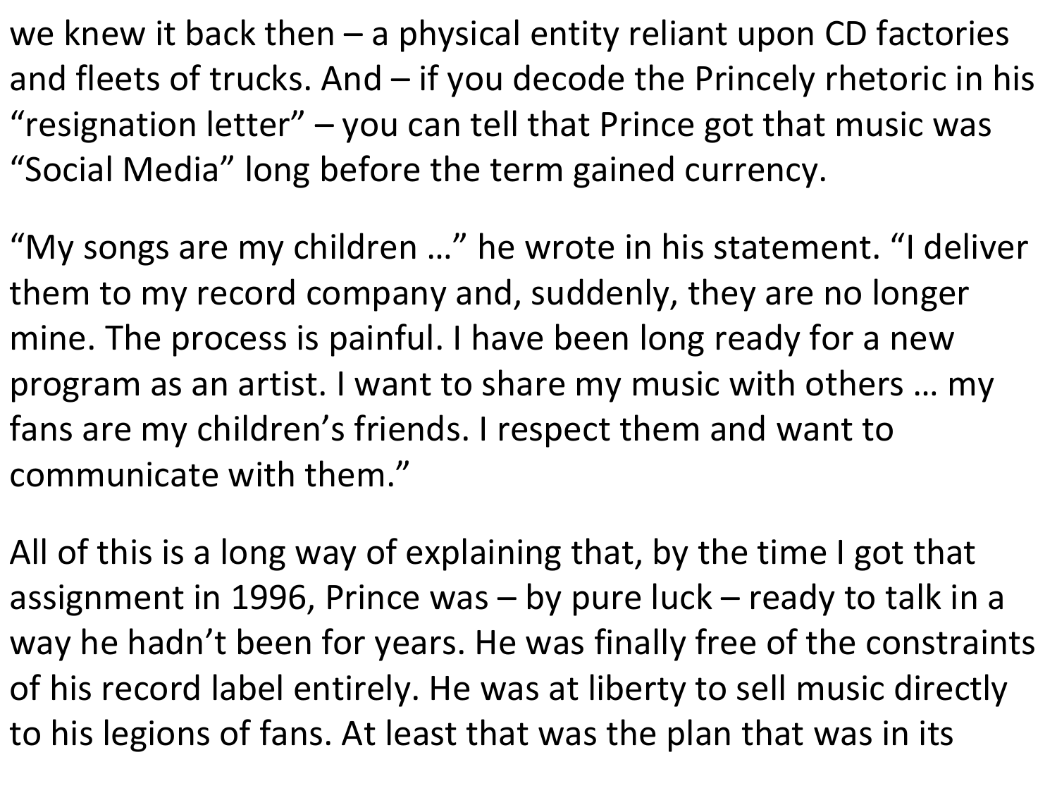we knew it back then – a physical entity reliant upon CD factories and fleets of trucks. And – if you decode the Princely rhetoric in his "resignation letter" – you can tell that Prince got that music was "Social Media" long before the term gained currency.

"My songs are my children …" he wrote in his statement. "I deliver them to my record company and, suddenly, they are no longer mine. The process is painful. I have been long ready for a new program as an artist. I want to share my music with others … my fans are my children's friends. I respect them and want to communicate with them."

All of this is a long way of explaining that, by the time I got that assignment in 1996, Prince was – by pure luck – ready to talk in a way he hadn't been for years. He was finally free of the constraints of his record label entirely. He was at liberty to sell music directly to his legions of fans. At least that was the plan that was in its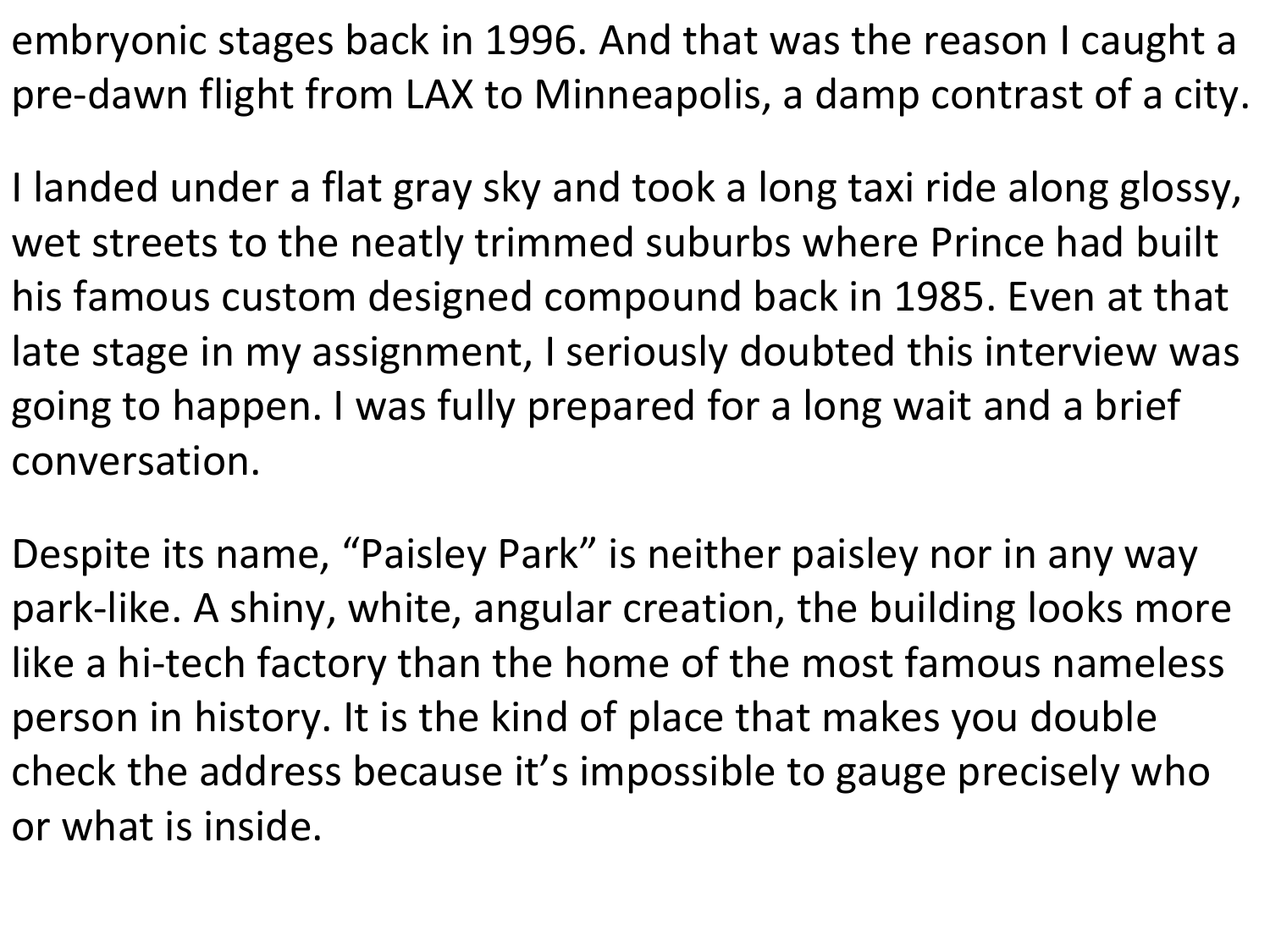embryonic stages back in 1996. And that was the reason I caught a pre-dawn flight from LAX to Minneapolis, a damp contrast of a city.

I landed under a flat gray sky and took a long taxi ride along glossy, wet streets to the neatly trimmed suburbs where Prince had built his famous custom designed compound back in 1985. Even at that late stage in my assignment, I seriously doubted this interview was going to happen. I was fully prepared for a long wait and a brief conversation.

Despite its name, “Paisley Park” is neither paisley nor in any way park-like. A shiny, white, angular creation, the building looks more like a hi-tech factory than the home of the most famous nameless person in history. It is the kind of place that makes you double check the address because it’s impossible to gauge precisely who or what is inside.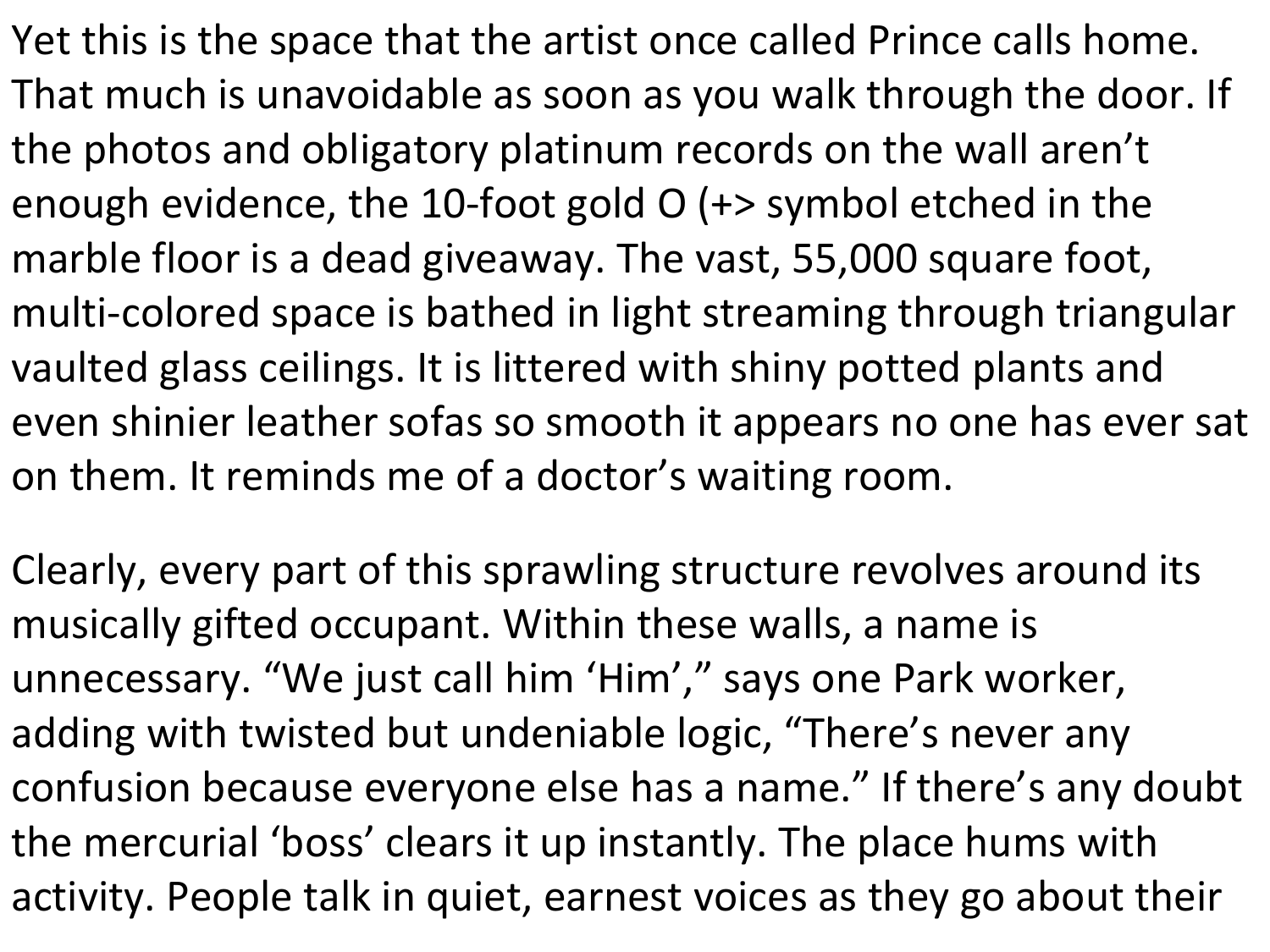Yet this is the space that the artist once called Prince calls home. That much is unavoidable as soon as you walk through the door. If the photos and obligatory platinum records on the wall aren't enough evidence, the 10-foot gold O (+> symbol etched in the marble floor is a dead giveaway. The vast, 55,000 square foot, multi-colored space is bathed in light streaming through triangular vaulted glass ceilings. It is littered with shiny potted plants and even shinier leather sofas so smooth it appears no one has ever sat on them. It reminds me of a doctor's waiting room.

Clearly, every part of this sprawling structure revolves around its musically gifted occupant. Within these walls, a name is unnecessary. "We just call him 'Him'," says one Park worker, adding with twisted but undeniable logic, "There's never any confusion because everyone else has a name." If there's any doubt the mercurial 'boss' clears it up instantly. The place hums with activity. People talk in quiet, earnest voices as they go about their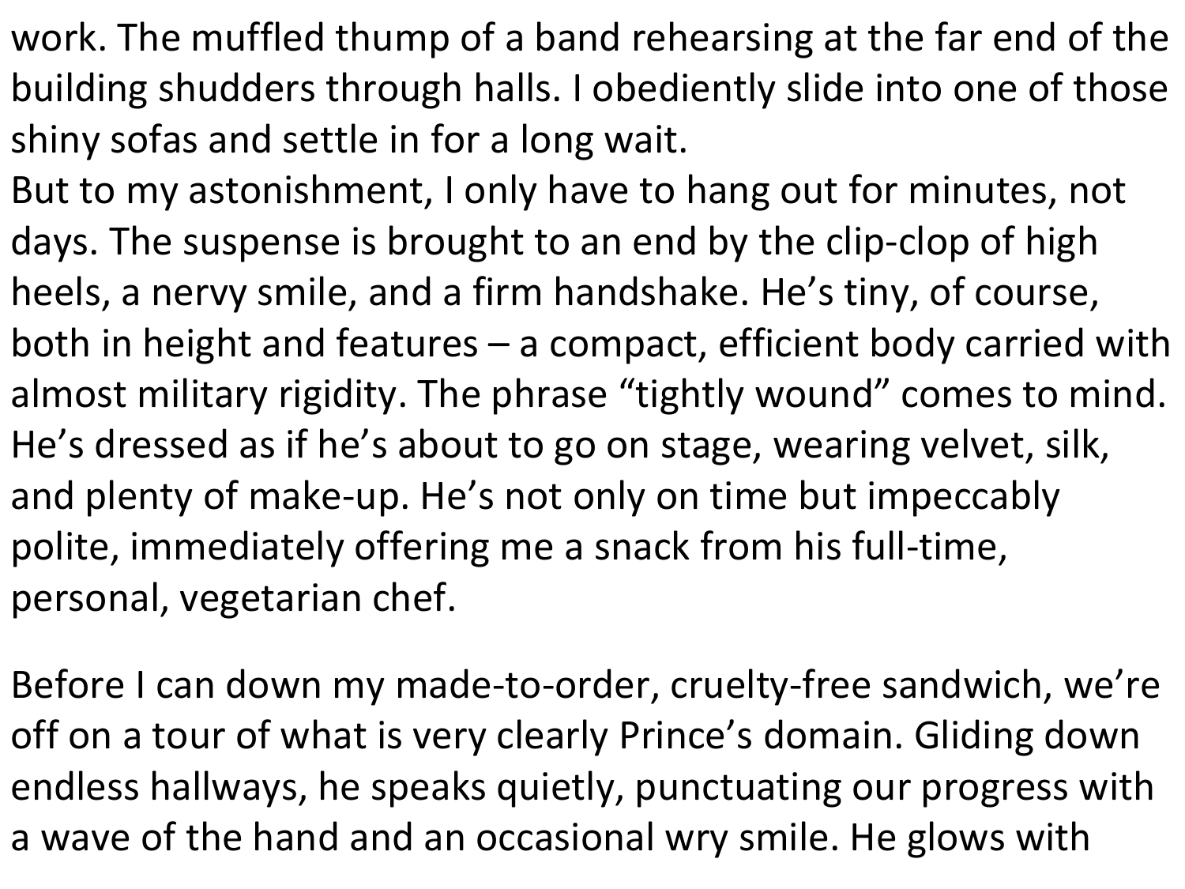work. The muffled thump of a band rehearsing at the far end of the building shudders through halls. I obediently slide into one of those shiny sofas and settle in for a long wait.
But to my astonishment, I only have to hang out for minutes, not days. The suspense is brought to an end by the clip-clop of high heels, a nervy smile, and a firm handshake. He's tiny, of course, both in height and features – a compact, efficient body carried with almost military rigidity. The phrase "tightly wound" comes to mind. He's dressed as if he's about to go on stage, wearing velvet, silk, and plenty of make-up. He's not only on time but impeccably polite, immediately offering me a snack from his full-time, personal, vegetarian chef.

Before I can down my made-to-order, cruelty-free sandwich, we're off on a tour of what is very clearly Prince's domain. Gliding down endless hallways, he speaks quietly, punctuating our progress with a wave of the hand and an occasional wry smile. He glows with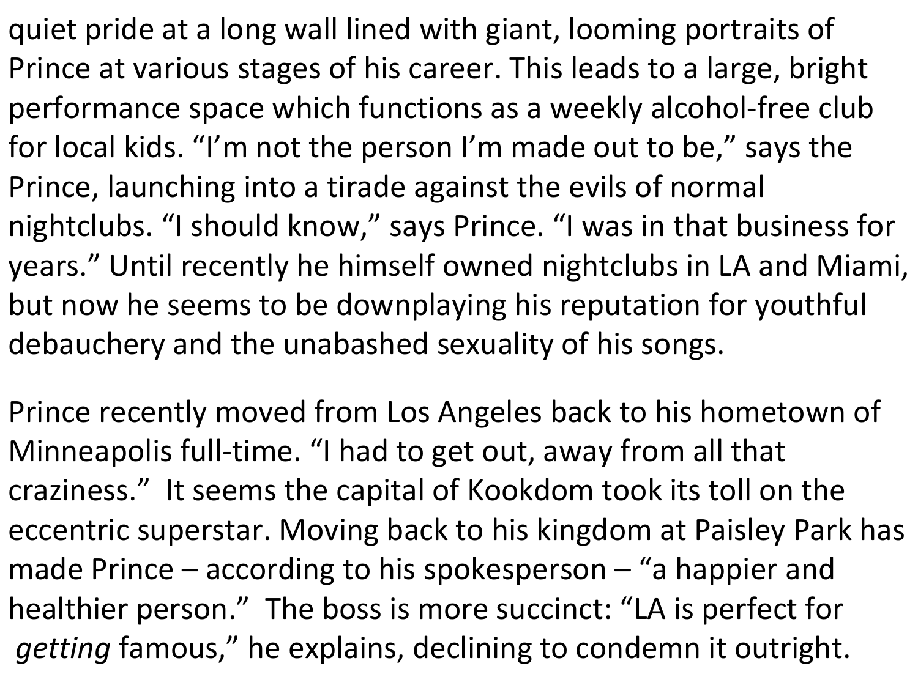quiet pride at a long wall lined with giant, looming portraits of Prince at various stages of his career. This leads to a large, bright performance space which functions as a weekly alcohol-free club for local kids. "I'm not the person I'm made out to be," says the Prince, launching into a tirade against the evils of normal nightclubs. "I should know," says Prince. "I was in that business for years." Until recently he himself owned nightclubs in LA and Miami, but now he seems to be downplaying his reputation for youthful debauchery and the unabashed sexuality of his songs.

Prince recently moved from Los Angeles back to his hometown of Minneapolis full-time. "I had to get out, away from all that craziness." It seems the capital of Kookdom took its toll on the eccentric superstar. Moving back to his kingdom at Paisley Park has made Prince – according to his spokesperson – "a happier and healthier person." The boss is more succinct: "LA is perfect for *getting* famous," he explains, declining to condemn it outright.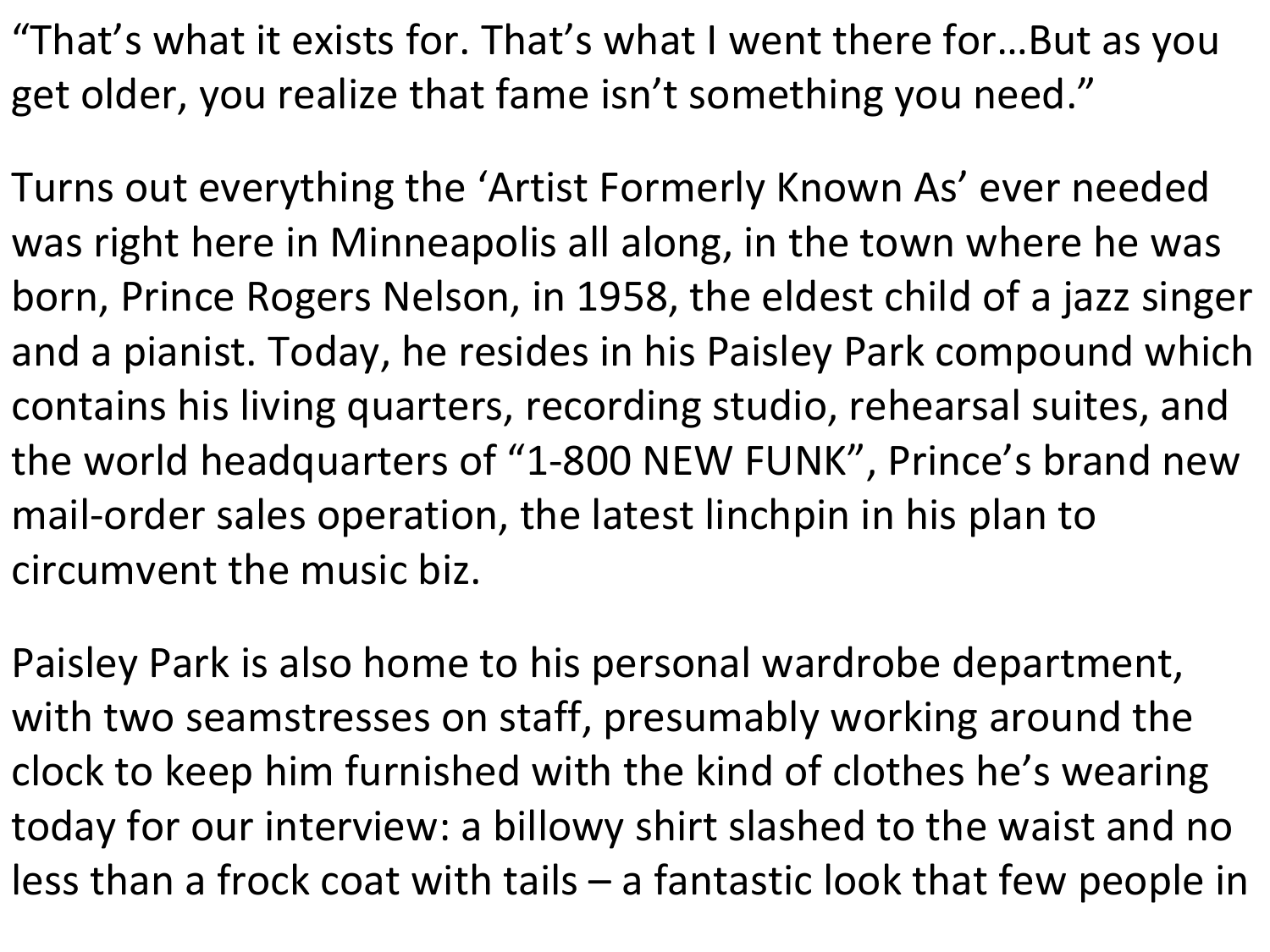"That's what it exists for. That's what I went there for…But as you get older, you realize that fame isn't something you need."

Turns out everything the 'Artist Formerly Known As' ever needed was right here in Minneapolis all along, in the town where he was born, Prince Rogers Nelson, in 1958, the eldest child of a jazz singer and a pianist. Today, he resides in his Paisley Park compound which contains his living quarters, recording studio, rehearsal suites, and the world headquarters of "1-800 NEW FUNK", Prince's brand new mail-order sales operation, the latest linchpin in his plan to circumvent the music biz.

Paisley Park is also home to his personal wardrobe department, with two seamstresses on staff, presumably working around the clock to keep him furnished with the kind of clothes he's wearing today for our interview: a billowy shirt slashed to the waist and no less than a frock coat with tails – a fantastic look that few people in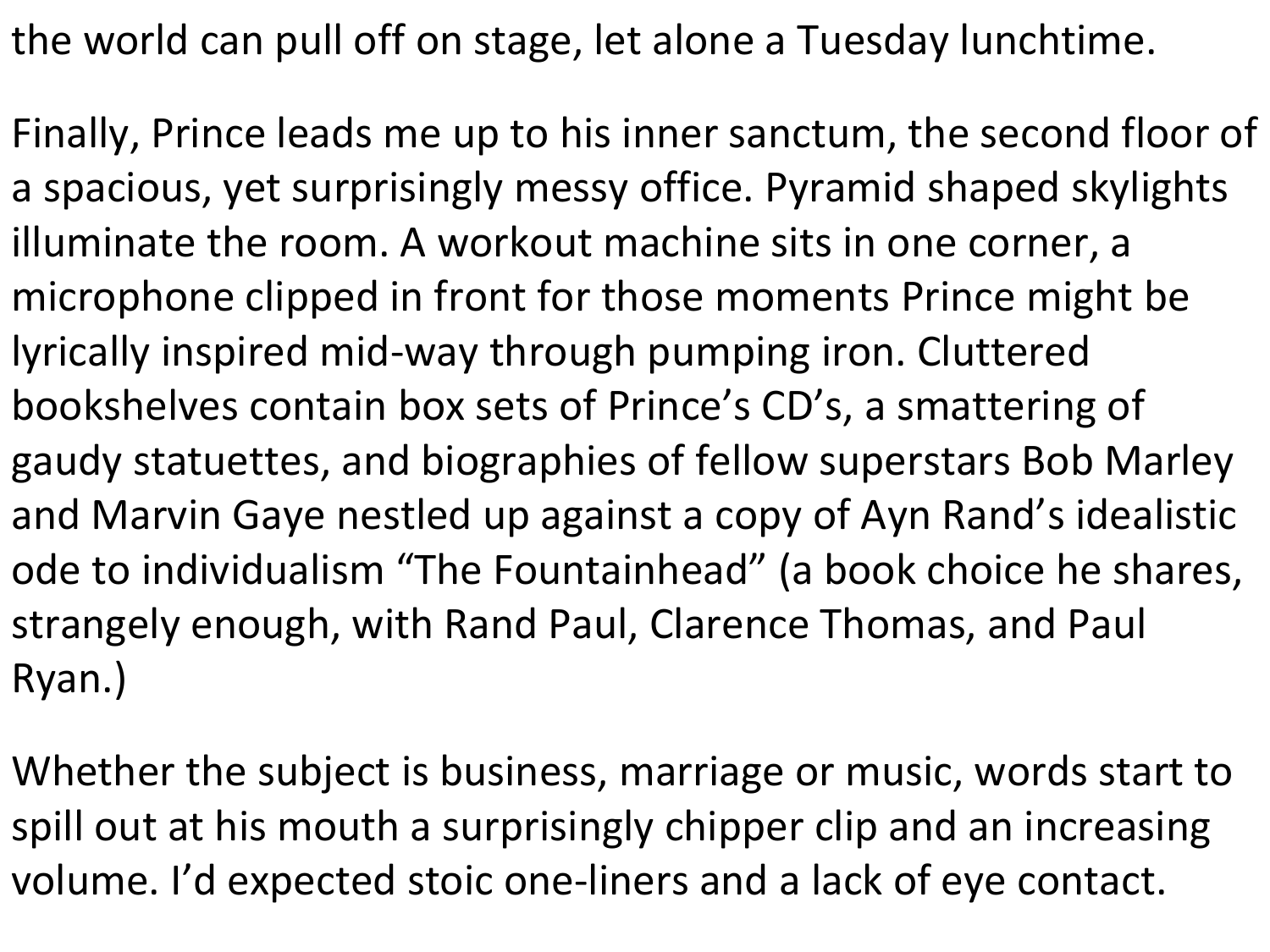the world can pull off on stage, let alone a Tuesday lunchtime.

Finally, Prince leads me up to his inner sanctum, the second floor of a spacious, yet surprisingly messy office. Pyramid shaped skylights illuminate the room. A workout machine sits in one corner, a microphone clipped in front for those moments Prince might be lyrically inspired mid-way through pumping iron. Cluttered bookshelves contain box sets of Prince's CD's, a smattering of gaudy statuettes, and biographies of fellow superstars Bob Marley and Marvin Gaye nestled up against a copy of Ayn Rand's idealistic ode to individualism "The Fountainhead" (a book choice he shares, strangely enough, with Rand Paul, Clarence Thomas, and Paul Ryan.)

Whether the subject is business, marriage or music, words start to spill out at his mouth a surprisingly chipper clip and an increasing volume. I'd expected stoic one-liners and a lack of eye contact.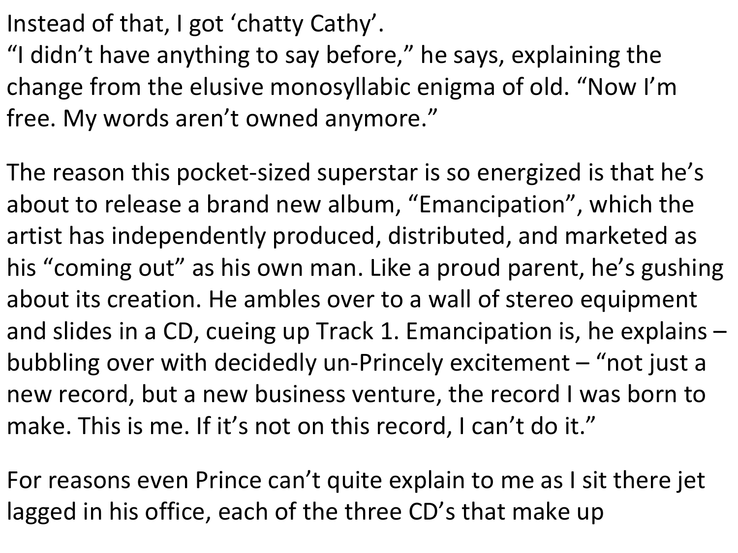Instead of that, I got ‘chatty Cathy’.
“I didn’t have anything to say before,” he says, explaining the change from the elusive monosyllabic enigma of old. “Now I’m free. My words aren’t owned anymore.”

The reason this pocket-sized superstar is so energized is that he’s about to release a brand new album, “Emancipation”, which the artist has independently produced, distributed, and marketed as his “coming out” as his own man. Like a proud parent, he’s gushing about its creation. He ambles over to a wall of stereo equipment and slides in a CD, cueing up Track 1. Emancipation is, he explains – bubbling over with decidedly un-Princely excitement – “not just a new record, but a new business venture, the record I was born to make. This is me. If it’s not on this record, I can’t do it.”

For reasons even Prince can’t quite explain to me as I sit there jet lagged in his office, each of the three CD’s that make up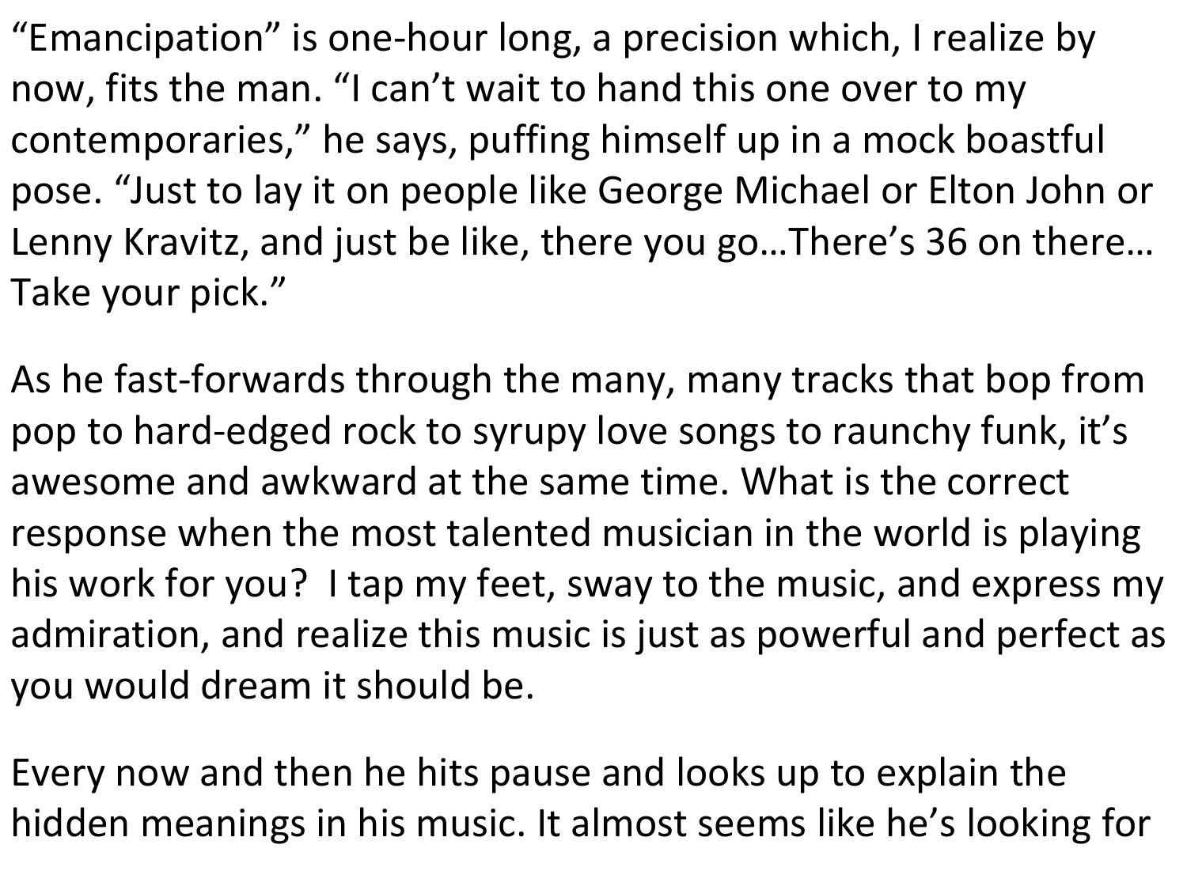"Emancipation" is one-hour long, a precision which, I realize by now, fits the man. "I can't wait to hand this one over to my contemporaries," he says, puffing himself up in a mock boastful pose. "Just to lay it on people like George Michael or Elton John or Lenny Kravitz, and just be like, there you go…There's 36 on there… Take your pick."

As he fast-forwards through the many, many tracks that bop from pop to hard-edged rock to syrupy love songs to raunchy funk, it's awesome and awkward at the same time. What is the correct response when the most talented musician in the world is playing his work for you? I tap my feet, sway to the music, and express my admiration, and realize this music is just as powerful and perfect as you would dream it should be.

Every now and then he hits pause and looks up to explain the hidden meanings in his music. It almost seems like he's looking for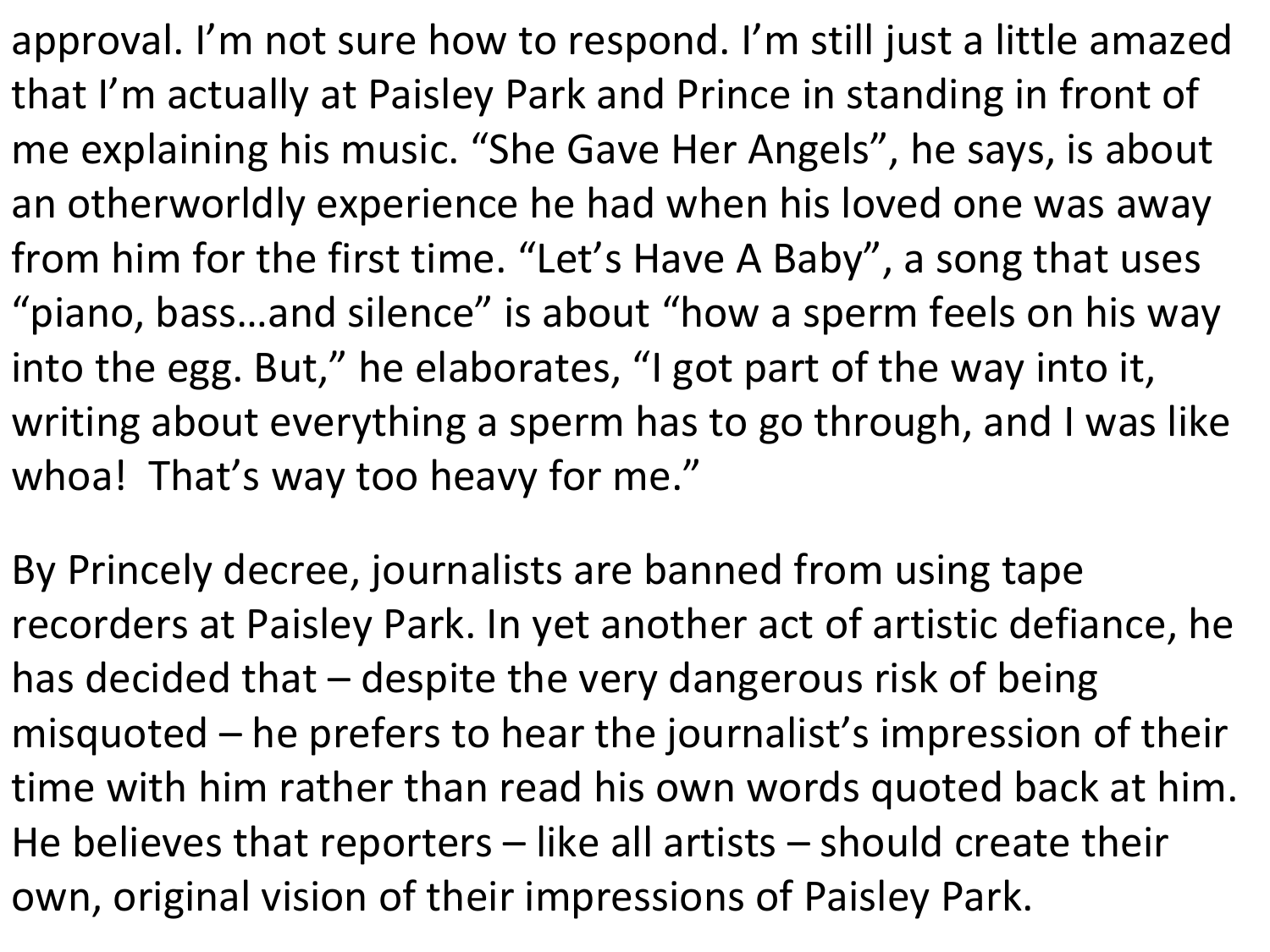approval. I'm not sure how to respond. I'm still just a little amazed that I'm actually at Paisley Park and Prince in standing in front of me explaining his music. "She Gave Her Angels", he says, is about an otherworldly experience he had when his loved one was away from him for the first time. "Let's Have A Baby", a song that uses "piano, bass…and silence" is about "how a sperm feels on his way into the egg. But," he elaborates, "I got part of the way into it, writing about everything a sperm has to go through, and I was like whoa!  That's way too heavy for me."

By Princely decree, journalists are banned from using tape recorders at Paisley Park. In yet another act of artistic defiance, he has decided that – despite the very dangerous risk of being misquoted – he prefers to hear the journalist's impression of their time with him rather than read his own words quoted back at him. He believes that reporters – like all artists – should create their own, original vision of their impressions of Paisley Park.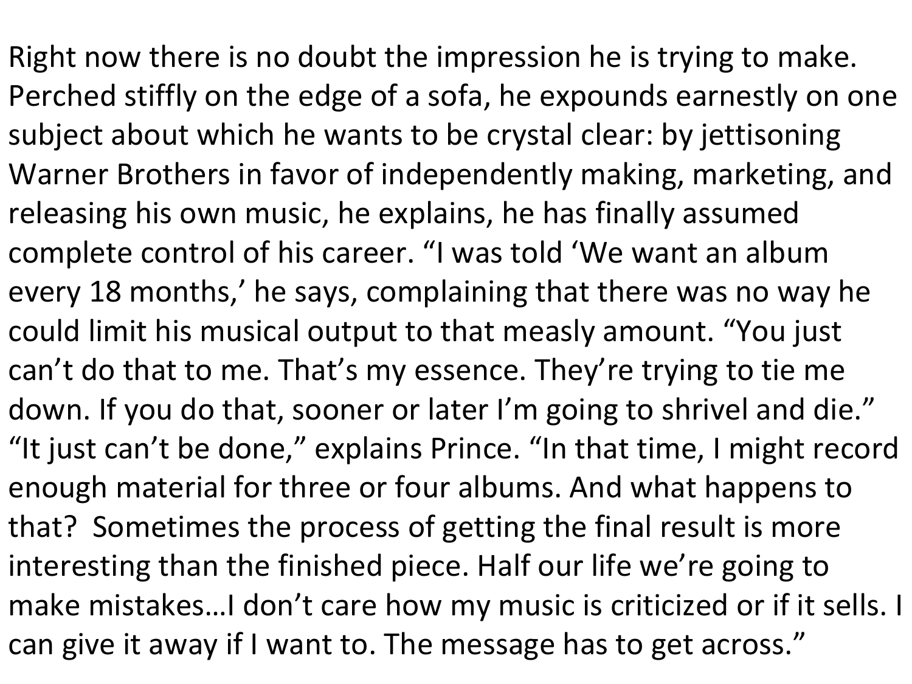Right now there is no doubt the impression he is trying to make. Perched stiffly on the edge of a sofa, he expounds earnestly on one subject about which he wants to be crystal clear: by jettisoning Warner Brothers in favor of independently making, marketing, and releasing his own music, he explains, he has finally assumed complete control of his career. “I was told ‘We want an album every 18 months,’ he says, complaining that there was no way he could limit his musical output to that measly amount. “You just can’t do that to me. That’s my essence. They’re trying to tie me down. If you do that, sooner or later I’m going to shrivel and die.” “It just can’t be done,” explains Prince. “In that time, I might record enough material for three or four albums. And what happens to that? Sometimes the process of getting the final result is more interesting than the finished piece. Half our life we’re going to make mistakes…I don’t care how my music is criticized or if it sells. I can give it away if I want to. The message has to get across.”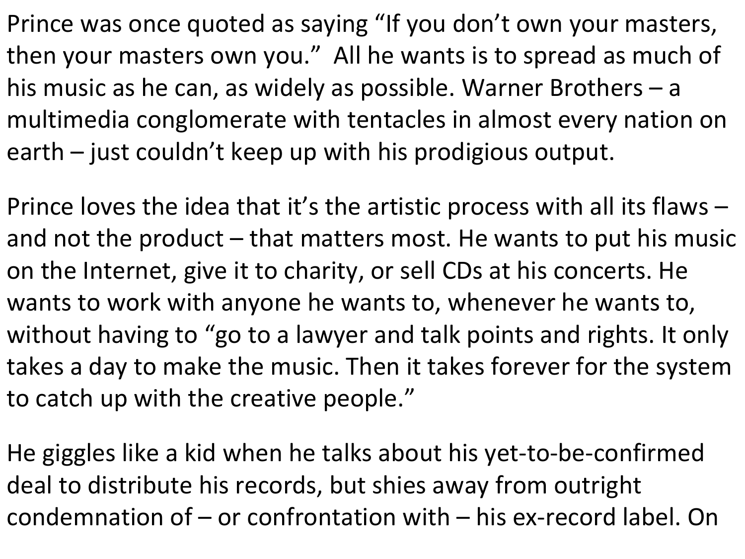Prince was once quoted as saying "If you don't own your masters, then your masters own you." All he wants is to spread as much of his music as he can, as widely as possible. Warner Brothers – a multimedia conglomerate with tentacles in almost every nation on earth – just couldn't keep up with his prodigious output.

Prince loves the idea that it's the artistic process with all its flaws – and not the product – that matters most. He wants to put his music on the Internet, give it to charity, or sell CDs at his concerts. He wants to work with anyone he wants to, whenever he wants to, without having to "go to a lawyer and talk points and rights. It only takes a day to make the music. Then it takes forever for the system to catch up with the creative people."

He giggles like a kid when he talks about his yet-to-be-confirmed deal to distribute his records, but shies away from outright condemnation of – or confrontation with – his ex-record label. On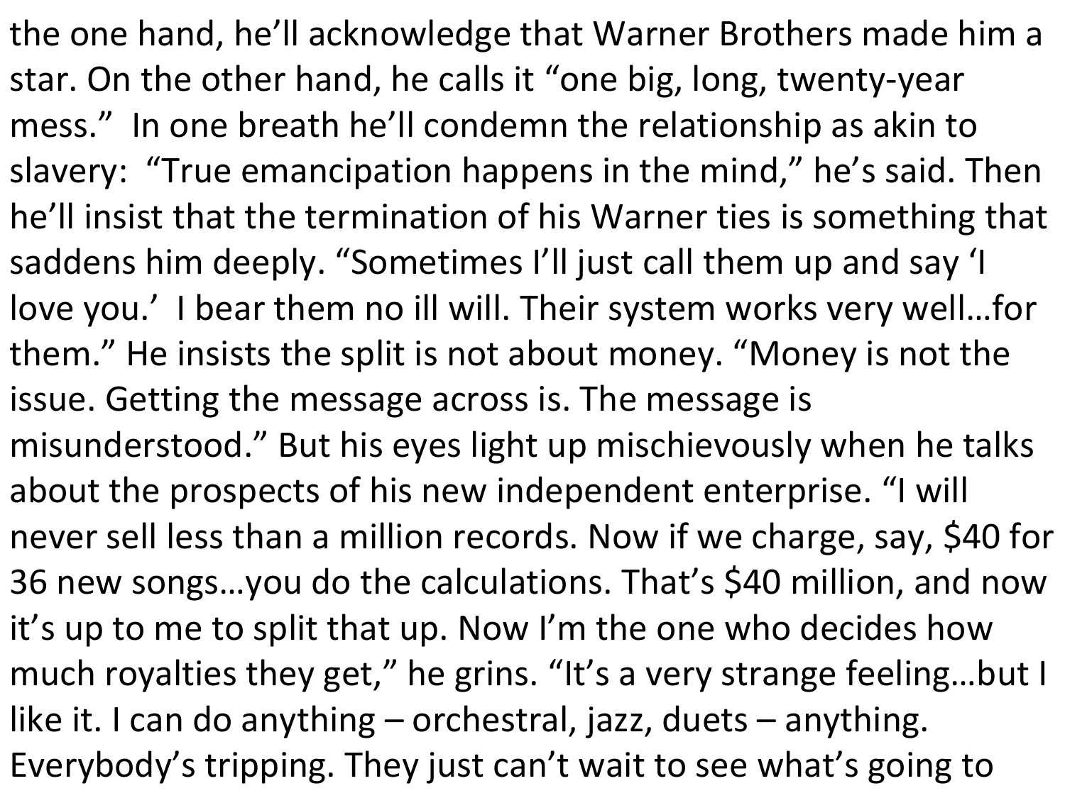the one hand, he'll acknowledge that Warner Brothers made him a star. On the other hand, he calls it "one big, long, twenty-year mess." In one breath he'll condemn the relationship as akin to slavery: "True emancipation happens in the mind," he's said. Then he'll insist that the termination of his Warner ties is something that saddens him deeply. "Sometimes I'll just call them up and say 'I love you.' I bear them no ill will. Their system works very well…for them." He insists the split is not about money. "Money is not the issue. Getting the message across is. The message is misunderstood." But his eyes light up mischievously when he talks about the prospects of his new independent enterprise. "I will never sell less than a million records. Now if we charge, say, $40 for 36 new songs…you do the calculations. That's $40 million, and now it's up to me to split that up. Now I'm the one who decides how much royalties they get," he grins. "It's a very strange feeling…but I like it. I can do anything – orchestral, jazz, duets – anything. Everybody's tripping. They just can't wait to see what's going to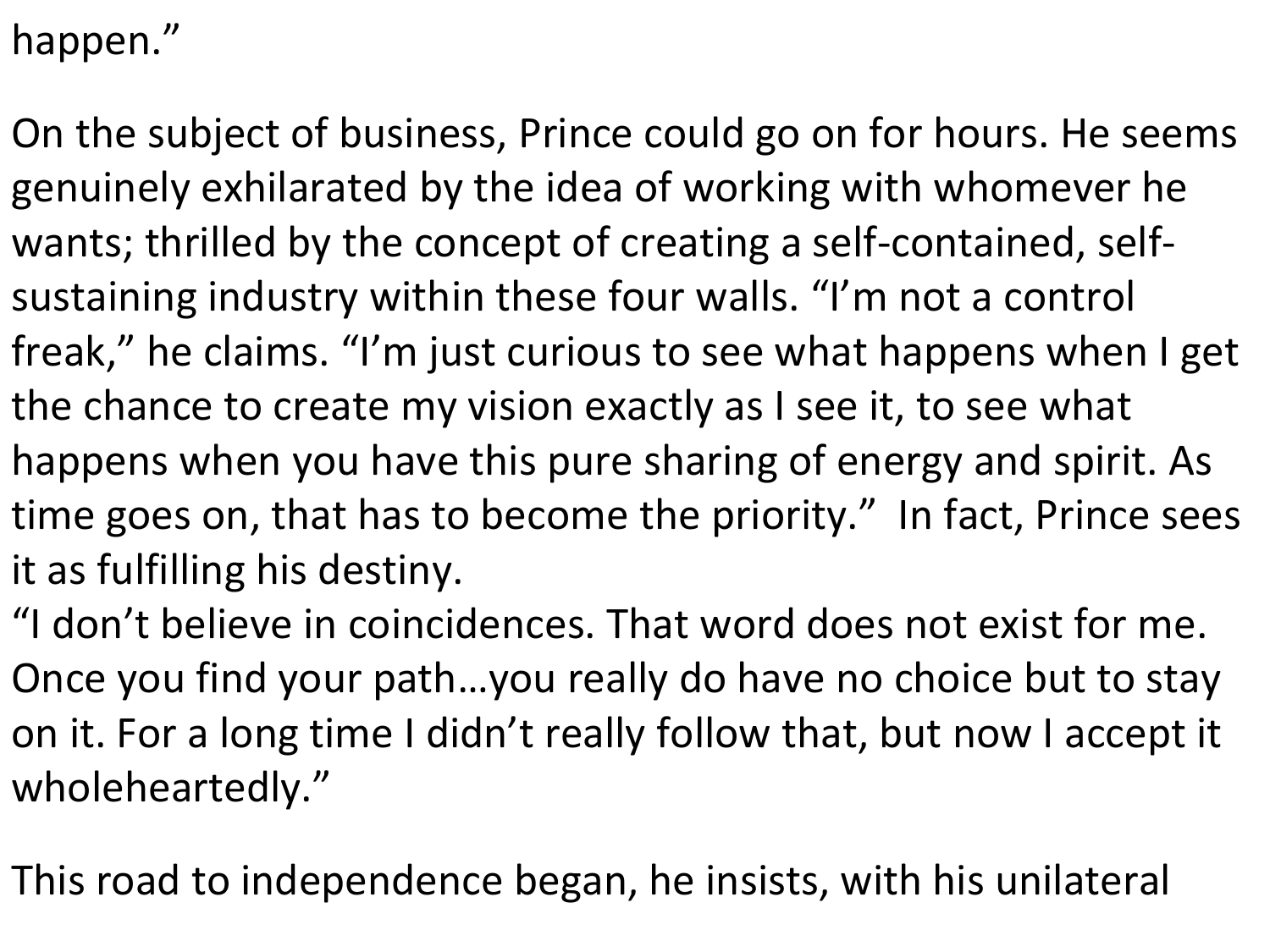happen."

On the subject of business, Prince could go on for hours. He seems genuinely exhilarated by the idea of working with whomever he wants; thrilled by the concept of creating a self-contained, self-sustaining industry within these four walls. "I'm not a control freak," he claims. "I'm just curious to see what happens when I get the chance to create my vision exactly as I see it, to see what happens when you have this pure sharing of energy and spirit. As time goes on, that has to become the priority." In fact, Prince sees it as fulfilling his destiny.
"I don't believe in coincidences. That word does not exist for me. Once you find your path…you really do have no choice but to stay on it. For a long time I didn't really follow that, but now I accept it wholeheartedly."

This road to independence began, he insists, with his unilateral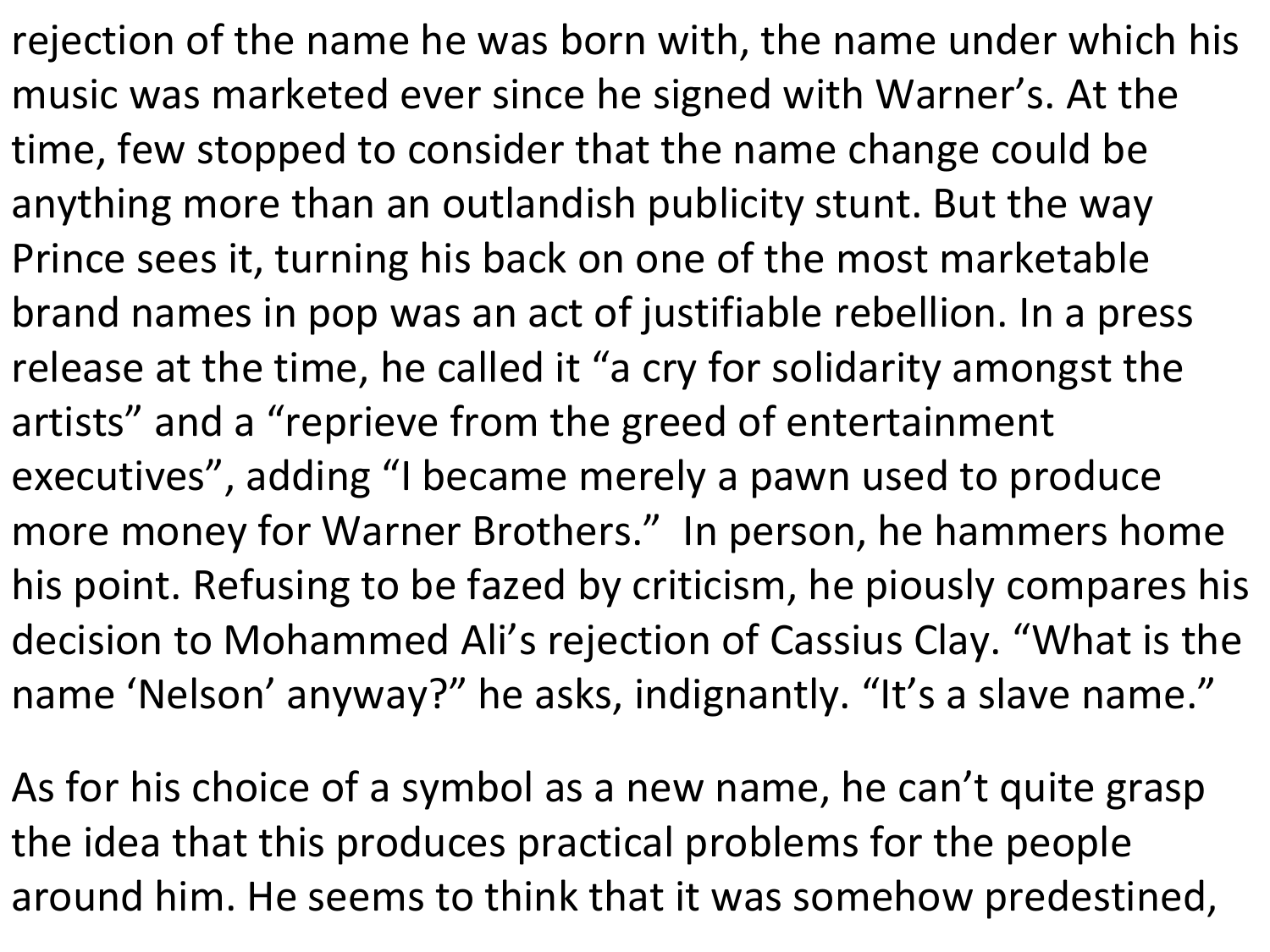rejection of the name he was born with, the name under which his music was marketed ever since he signed with Warner's. At the time, few stopped to consider that the name change could be anything more than an outlandish publicity stunt. But the way Prince sees it, turning his back on one of the most marketable brand names in pop was an act of justifiable rebellion. In a press release at the time, he called it "a cry for solidarity amongst the artists" and a "reprieve from the greed of entertainment executives", adding "I became merely a pawn used to produce more money for Warner Brothers." In person, he hammers home his point. Refusing to be fazed by criticism, he piously compares his decision to Mohammed Ali's rejection of Cassius Clay. "What is the name 'Nelson' anyway?" he asks, indignantly. "It's a slave name."

As for his choice of a symbol as a new name, he can't quite grasp the idea that this produces practical problems for the people around him. He seems to think that it was somehow predestined,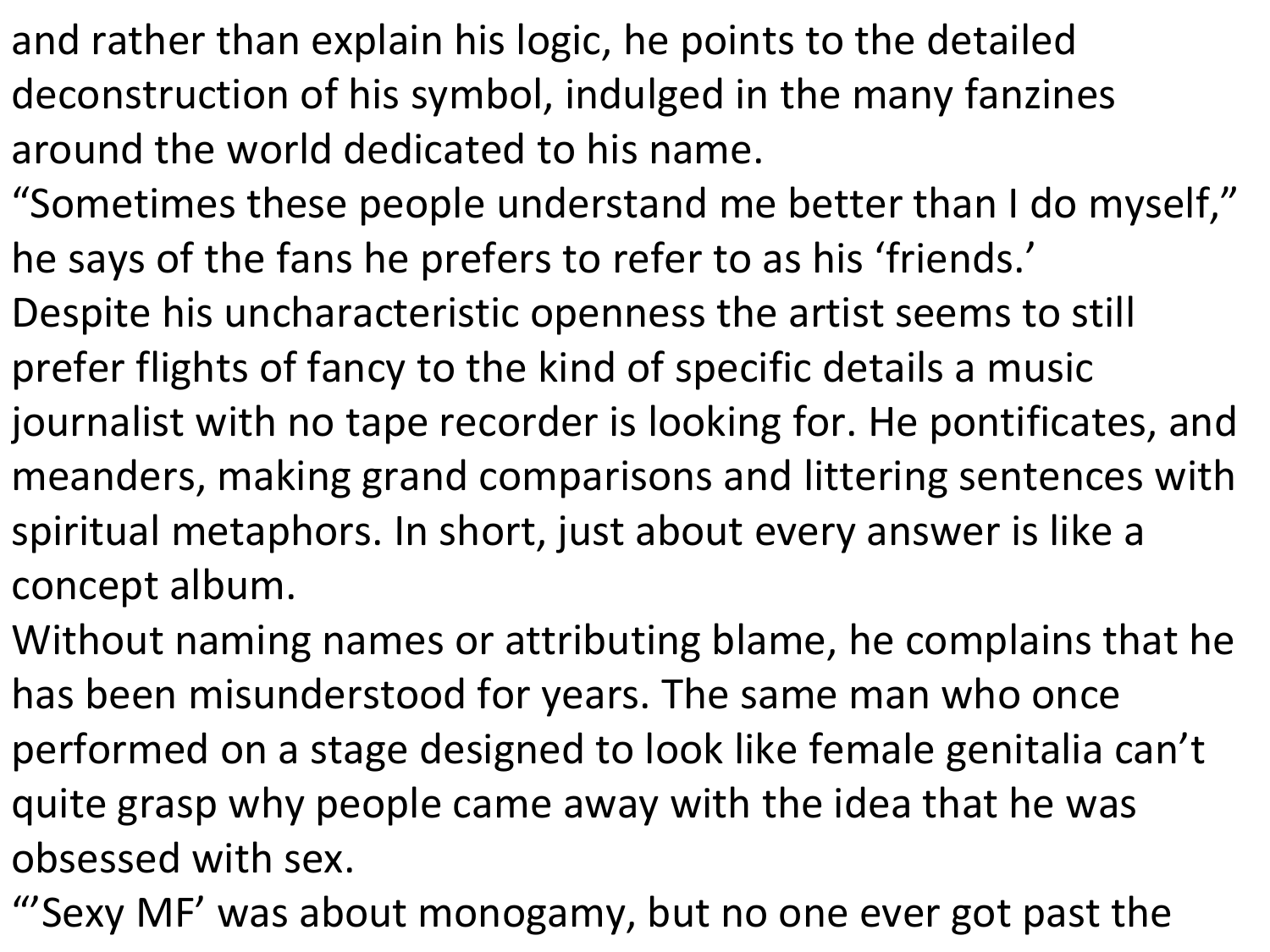and rather than explain his logic, he points to the detailed deconstruction of his symbol, indulged in the many fanzines around the world dedicated to his name.

"Sometimes these people understand me better than I do myself," he says of the fans he prefers to refer to as his 'friends.'

Despite his uncharacteristic openness the artist seems to still prefer flights of fancy to the kind of specific details a music journalist with no tape recorder is looking for. He pontificates, and meanders, making grand comparisons and littering sentences with spiritual metaphors. In short, just about every answer is like a concept album.

Without naming names or attributing blame, he complains that he has been misunderstood for years. The same man who once performed on a stage designed to look like female genitalia can't quite grasp why people came away with the idea that he was obsessed with sex.

"'Sexy MF' was about monogamy, but no one ever got past the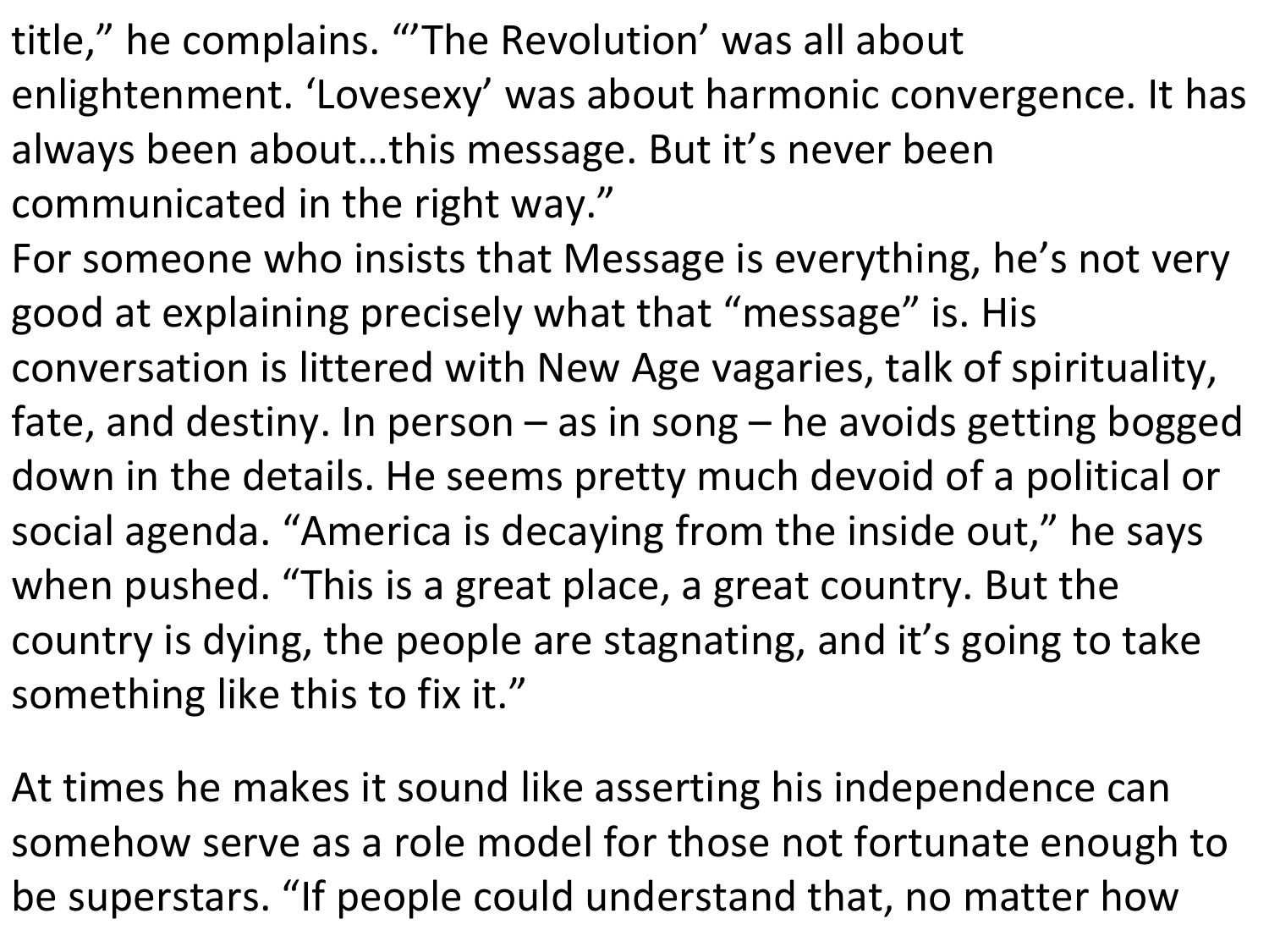title," he complains. "'The Revolution' was all about enlightenment. 'Lovesexy' was about harmonic convergence. It has always been about…this message. But it's never been communicated in the right way."

For someone who insists that Message is everything, he's not very good at explaining precisely what that "message" is. His conversation is littered with New Age vagaries, talk of spirituality, fate, and destiny. In person – as in song – he avoids getting bogged down in the details. He seems pretty much devoid of a political or social agenda. "America is decaying from the inside out," he says when pushed. "This is a great place, a great country. But the country is dying, the people are stagnating, and it's going to take something like this to fix it."

At times he makes it sound like asserting his independence can somehow serve as a role model for those not fortunate enough to be superstars. "If people could understand that, no matter how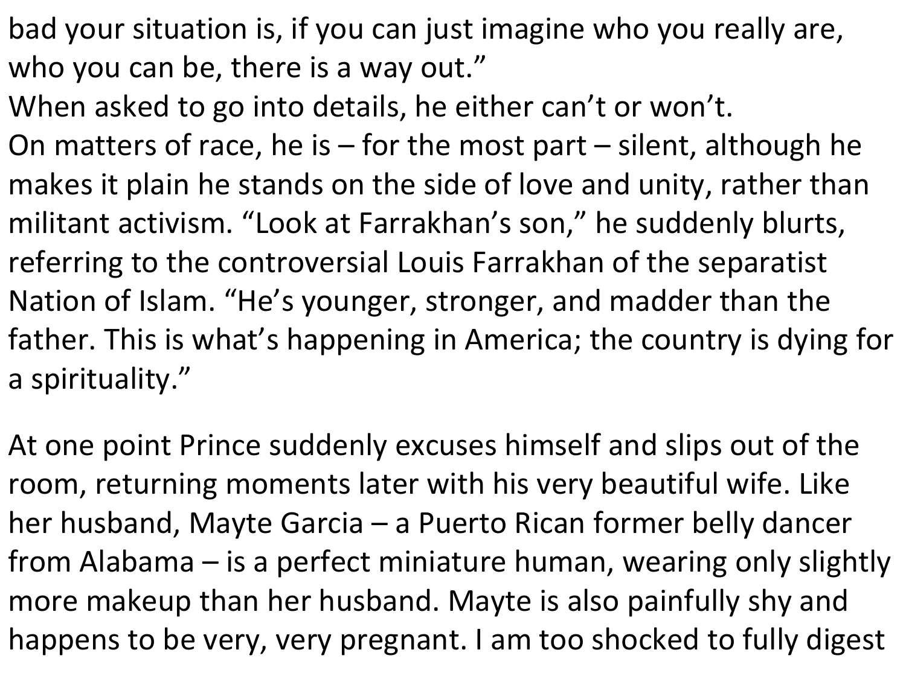bad your situation is, if you can just imagine who you really are, who you can be, there is a way out."

When asked to go into details, he either can't or won't.

On matters of race, he is – for the most part – silent, although he makes it plain he stands on the side of love and unity, rather than militant activism. "Look at Farrakhan's son," he suddenly blurts, referring to the controversial Louis Farrakhan of the separatist Nation of Islam. "He's younger, stronger, and madder than the father. This is what's happening in America; the country is dying for a spirituality."

At one point Prince suddenly excuses himself and slips out of the room, returning moments later with his very beautiful wife. Like her husband, Mayte Garcia – a Puerto Rican former belly dancer from Alabama – is a perfect miniature human, wearing only slightly more makeup than her husband. Mayte is also painfully shy and happens to be very, very pregnant. I am too shocked to fully digest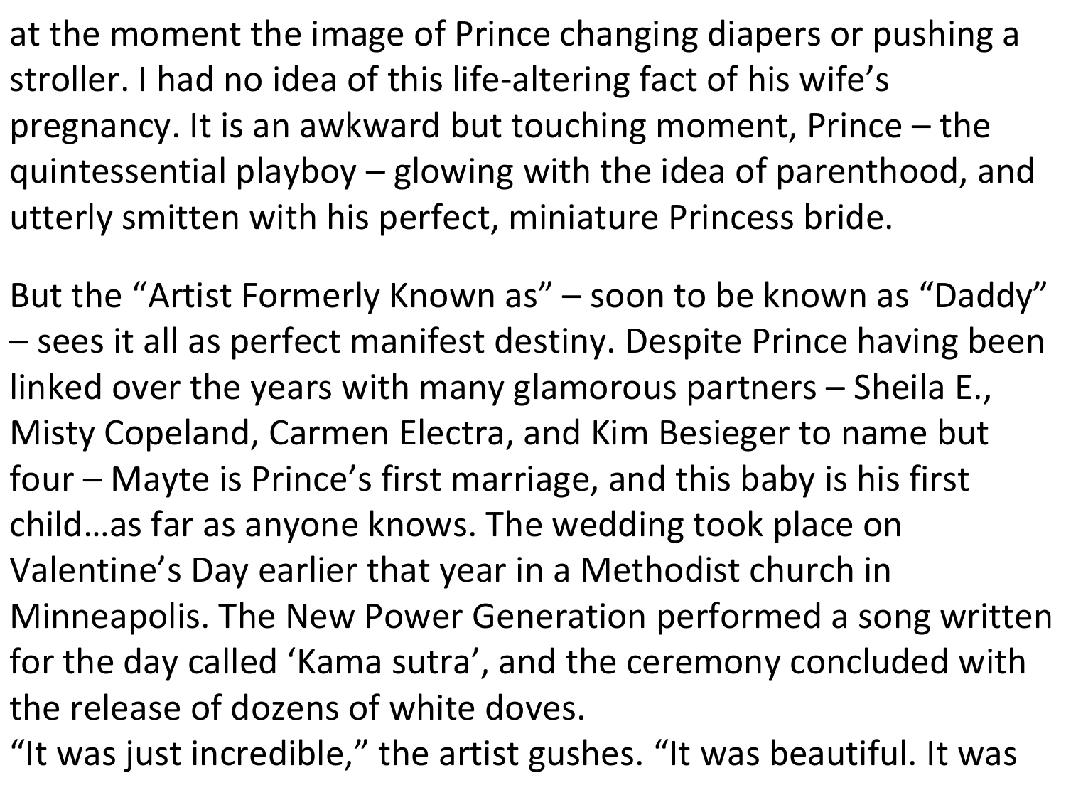at the moment the image of Prince changing diapers or pushing a stroller. I had no idea of this life-altering fact of his wife's pregnancy. It is an awkward but touching moment, Prince – the quintessential playboy – glowing with the idea of parenthood, and utterly smitten with his perfect, miniature Princess bride.

But the "Artist Formerly Known as" – soon to be known as "Daddy" – sees it all as perfect manifest destiny. Despite Prince having been linked over the years with many glamorous partners – Sheila E., Misty Copeland, Carmen Electra, and Kim Besieger to name but four – Mayte is Prince's first marriage, and this baby is his first child…as far as anyone knows. The wedding took place on Valentine's Day earlier that year in a Methodist church in Minneapolis. The New Power Generation performed a song written for the day called 'Kama sutra', and the ceremony concluded with the release of dozens of white doves.
"It was just incredible," the artist gushes. "It was beautiful. It was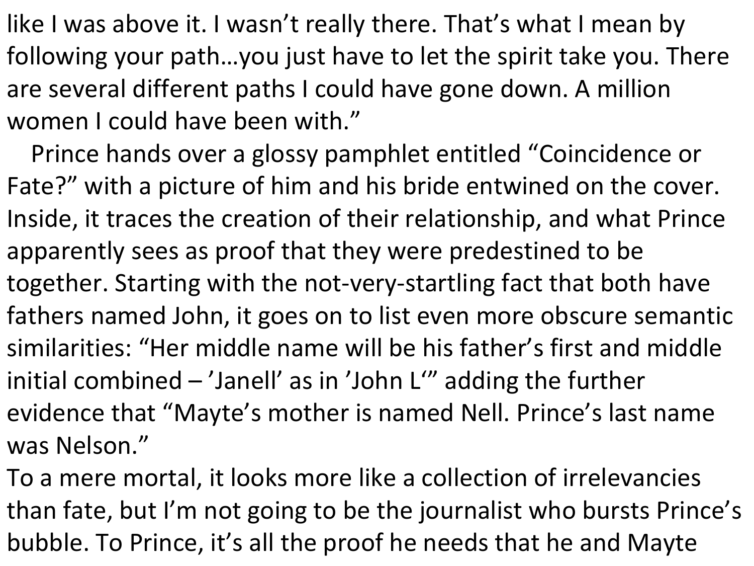like I was above it. I wasn't really there. That's what I mean by following your path…you just have to let the spirit take you. There are several different paths I could have gone down. A million women I could have been with."

Prince hands over a glossy pamphlet entitled "Coincidence or Fate?" with a picture of him and his bride entwined on the cover. Inside, it traces the creation of their relationship, and what Prince apparently sees as proof that they were predestined to be together. Starting with the not-very-startling fact that both have fathers named John, it goes on to list even more obscure semantic similarities: "Her middle name will be his father's first and middle initial combined – 'Janell' as in 'John L'" adding the further evidence that "Mayte's mother is named Nell. Prince's last name was Nelson."

To a mere mortal, it looks more like a collection of irrelevancies than fate, but I'm not going to be the journalist who bursts Prince's bubble. To Prince, it's all the proof he needs that he and Mayte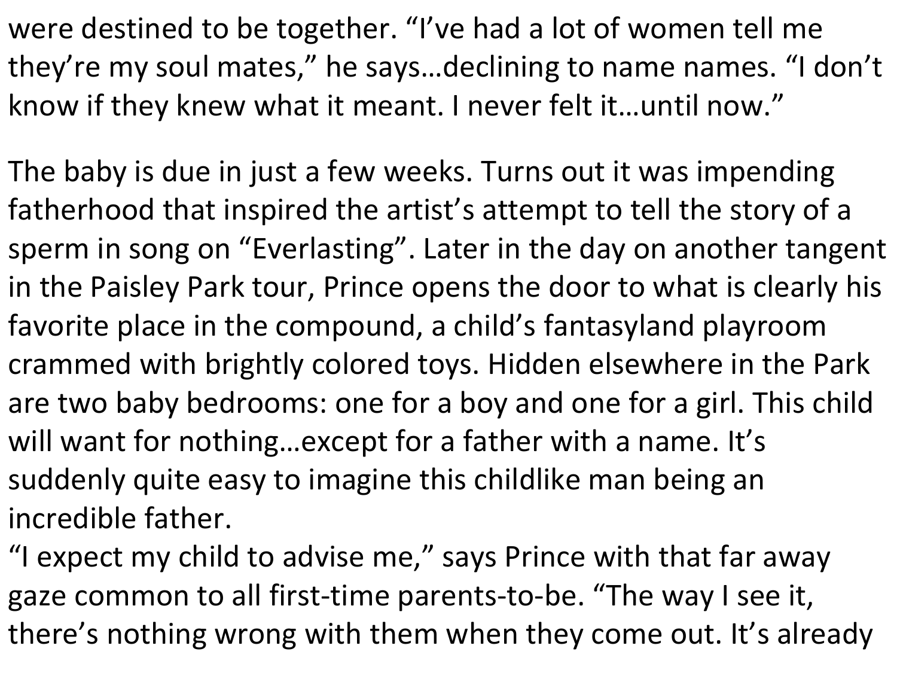were destined to be together. "I've had a lot of women tell me they're my soul mates," he says…declining to name names. "I don't know if they knew what it meant. I never felt it…until now."

The baby is due in just a few weeks. Turns out it was impending fatherhood that inspired the artist's attempt to tell the story of a sperm in song on "Everlasting". Later in the day on another tangent in the Paisley Park tour, Prince opens the door to what is clearly his favorite place in the compound, a child's fantasyland playroom crammed with brightly colored toys. Hidden elsewhere in the Park are two baby bedrooms: one for a boy and one for a girl. This child will want for nothing…except for a father with a name. It's suddenly quite easy to imagine this childlike man being an incredible father.

"I expect my child to advise me," says Prince with that far away gaze common to all first-time parents-to-be. "The way I see it, there's nothing wrong with them when they come out. It's already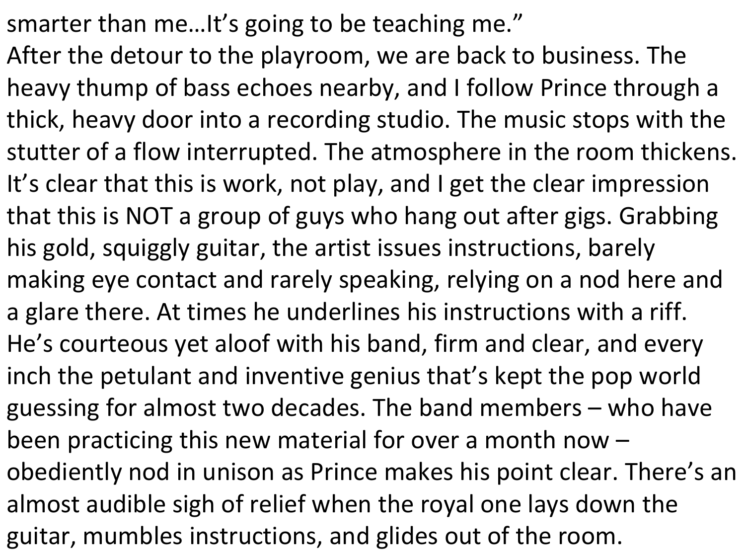smarter than me…It's going to be teaching me."

After the detour to the playroom, we are back to business. The heavy thump of bass echoes nearby, and I follow Prince through a thick, heavy door into a recording studio. The music stops with the stutter of a flow interrupted. The atmosphere in the room thickens. It's clear that this is work, not play, and I get the clear impression that this is NOT a group of guys who hang out after gigs. Grabbing his gold, squiggly guitar, the artist issues instructions, barely making eye contact and rarely speaking, relying on a nod here and a glare there. At times he underlines his instructions with a riff. He's courteous yet aloof with his band, firm and clear, and every inch the petulant and inventive genius that's kept the pop world guessing for almost two decades. The band members – who have been practicing this new material for over a month now – obediently nod in unison as Prince makes his point clear. There's an almost audible sigh of relief when the royal one lays down the guitar, mumbles instructions, and glides out of the room.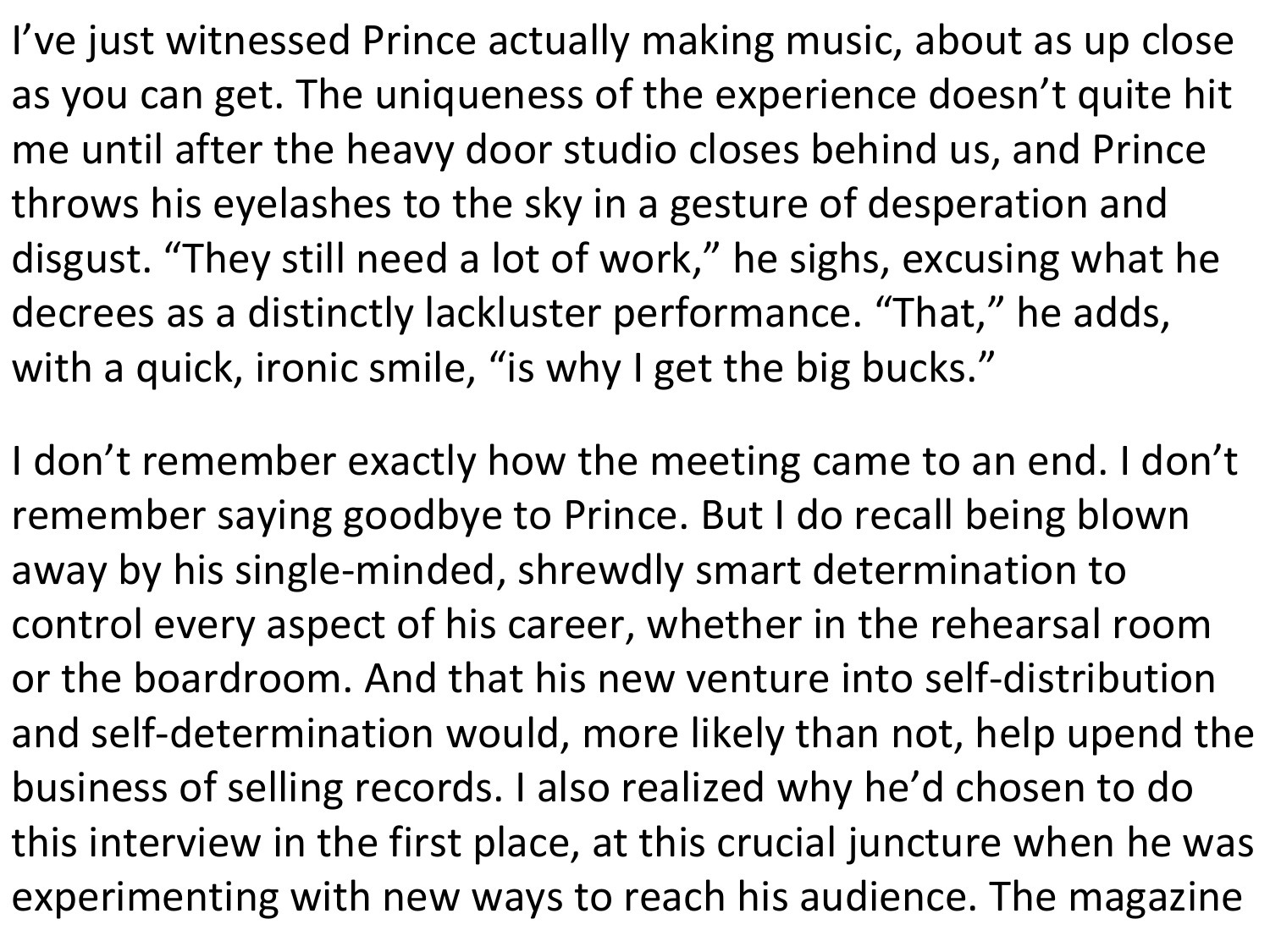I've just witnessed Prince actually making music, about as up close as you can get. The uniqueness of the experience doesn't quite hit me until after the heavy door studio closes behind us, and Prince throws his eyelashes to the sky in a gesture of desperation and disgust. "They still need a lot of work," he sighs, excusing what he decrees as a distinctly lackluster performance. "That," he adds, with a quick, ironic smile, "is why I get the big bucks."

I don't remember exactly how the meeting came to an end. I don't remember saying goodbye to Prince. But I do recall being blown away by his single-minded, shrewdly smart determination to control every aspect of his career, whether in the rehearsal room or the boardroom. And that his new venture into self-distribution and self-determination would, more likely than not, help upend the business of selling records. I also realized why he'd chosen to do this interview in the first place, at this crucial juncture when he was experimenting with new ways to reach his audience. The magazine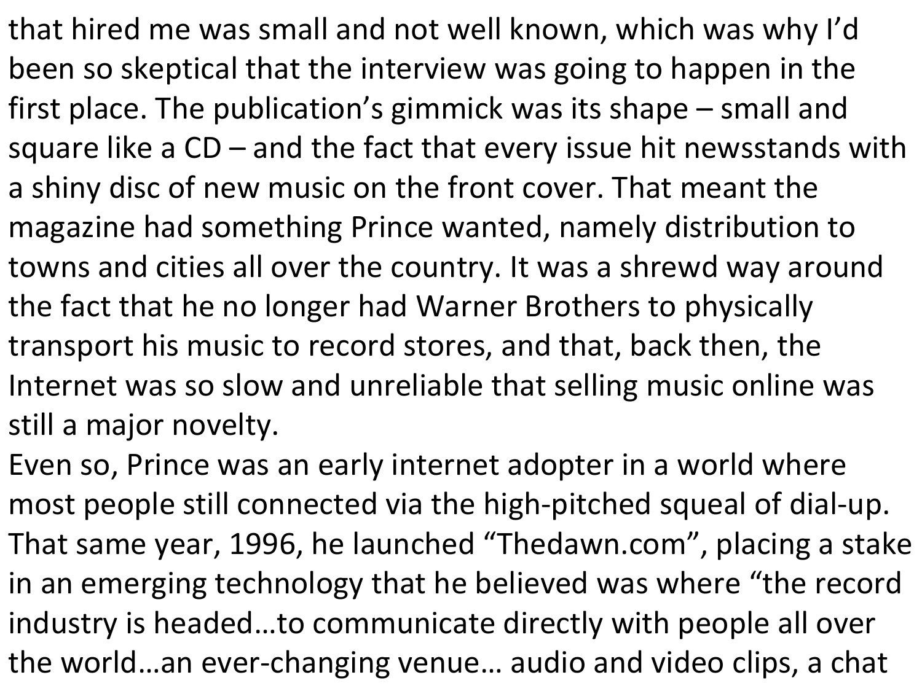that hired me was small and not well known, which was why I'd been so skeptical that the interview was going to happen in the first place. The publication's gimmick was its shape – small and square like a CD – and the fact that every issue hit newsstands with a shiny disc of new music on the front cover. That meant the magazine had something Prince wanted, namely distribution to towns and cities all over the country. It was a shrewd way around the fact that he no longer had Warner Brothers to physically transport his music to record stores, and that, back then, the Internet was so slow and unreliable that selling music online was still a major novelty.

Even so, Prince was an early internet adopter in a world where most people still connected via the high-pitched squeal of dial-up. That same year, 1996, he launched "Thedawn.com", placing a stake in an emerging technology that he believed was where "the record industry is headed…to communicate directly with people all over the world…an ever-changing venue… audio and video clips, a chat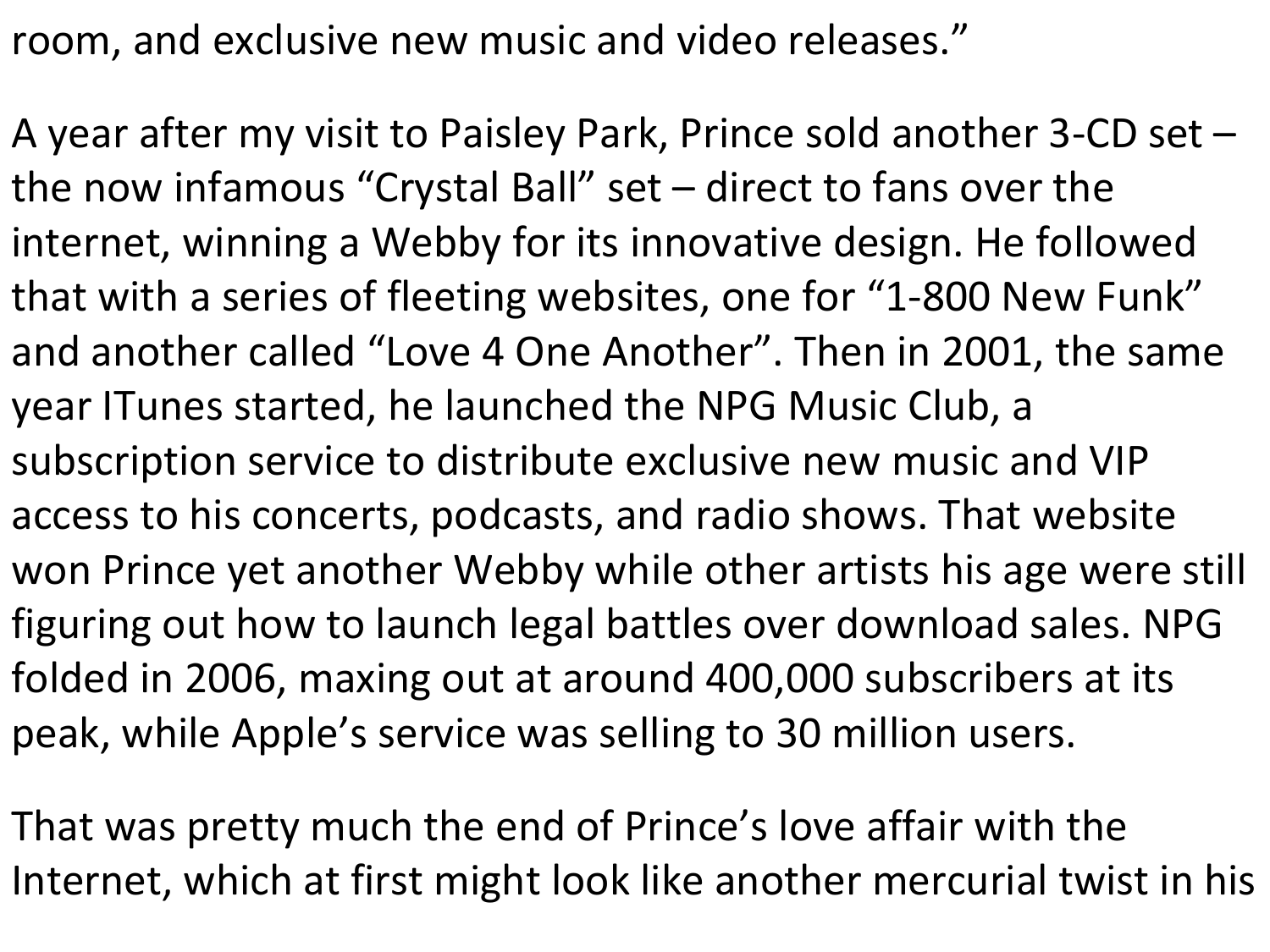room, and exclusive new music and video releases."

A year after my visit to Paisley Park, Prince sold another 3-CD set – the now infamous "Crystal Ball" set – direct to fans over the internet, winning a Webby for its innovative design. He followed that with a series of fleeting websites, one for "1-800 New Funk" and another called "Love 4 One Another". Then in 2001, the same year ITunes started, he launched the NPG Music Club, a subscription service to distribute exclusive new music and VIP access to his concerts, podcasts, and radio shows. That website won Prince yet another Webby while other artists his age were still figuring out how to launch legal battles over download sales. NPG folded in 2006, maxing out at around 400,000 subscribers at its peak, while Apple's service was selling to 30 million users.

That was pretty much the end of Prince's love affair with the Internet, which at first might look like another mercurial twist in his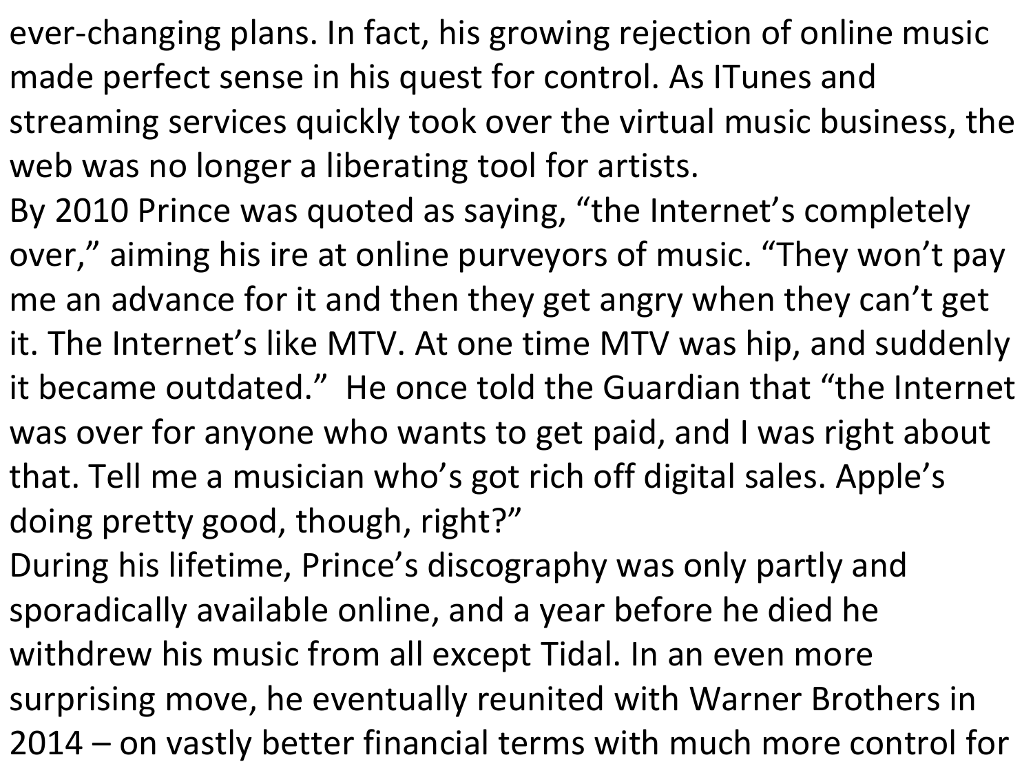ever-changing plans. In fact, his growing rejection of online music made perfect sense in his quest for control. As ITunes and streaming services quickly took over the virtual music business, the web was no longer a liberating tool for artists.

By 2010 Prince was quoted as saying, “the Internet’s completely over,” aiming his ire at online purveyors of music. “They won’t pay me an advance for it and then they get angry when they can’t get it. The Internet’s like MTV. At one time MTV was hip, and suddenly it became outdated.” He once told the Guardian that “the Internet was over for anyone who wants to get paid, and I was right about that. Tell me a musician who’s got rich off digital sales. Apple’s doing pretty good, though, right?”

During his lifetime, Prince’s discography was only partly and sporadically available online, and a year before he died he withdrew his music from all except Tidal. In an even more surprising move, he eventually reunited with Warner Brothers in 2014 – on vastly better financial terms with much more control for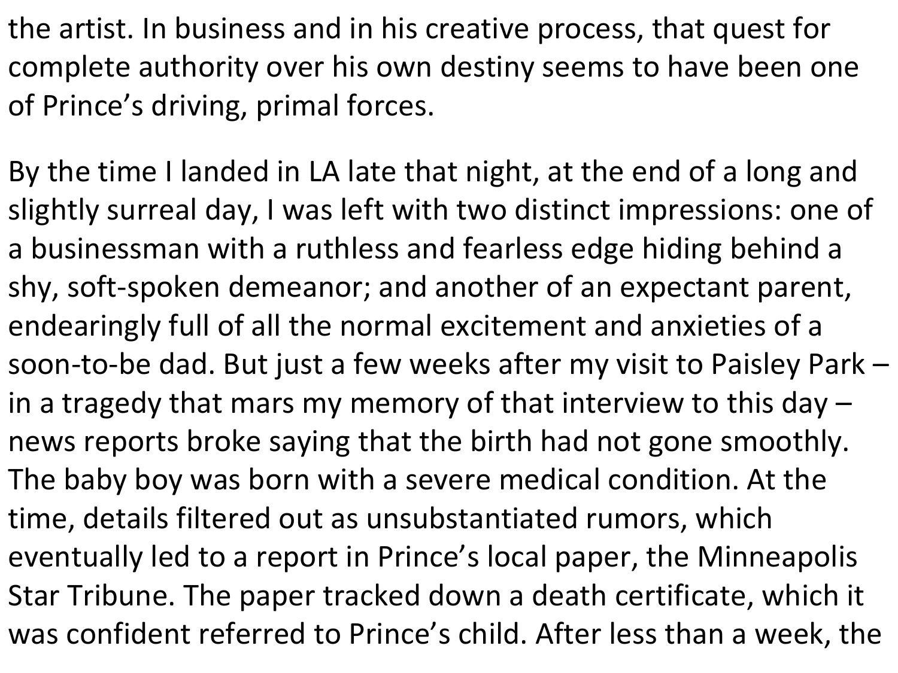the artist. In business and in his creative process, that quest for complete authority over his own destiny seems to have been one of Prince's driving, primal forces.

By the time I landed in LA late that night, at the end of a long and slightly surreal day, I was left with two distinct impressions: one of a businessman with a ruthless and fearless edge hiding behind a shy, soft-spoken demeanor; and another of an expectant parent, endearingly full of all the normal excitement and anxieties of a soon-to-be dad. But just a few weeks after my visit to Paisley Park – in a tragedy that mars my memory of that interview to this day – news reports broke saying that the birth had not gone smoothly. The baby boy was born with a severe medical condition. At the time, details filtered out as unsubstantiated rumors, which eventually led to a report in Prince's local paper, the Minneapolis Star Tribune. The paper tracked down a death certificate, which it was confident referred to Prince's child. After less than a week, the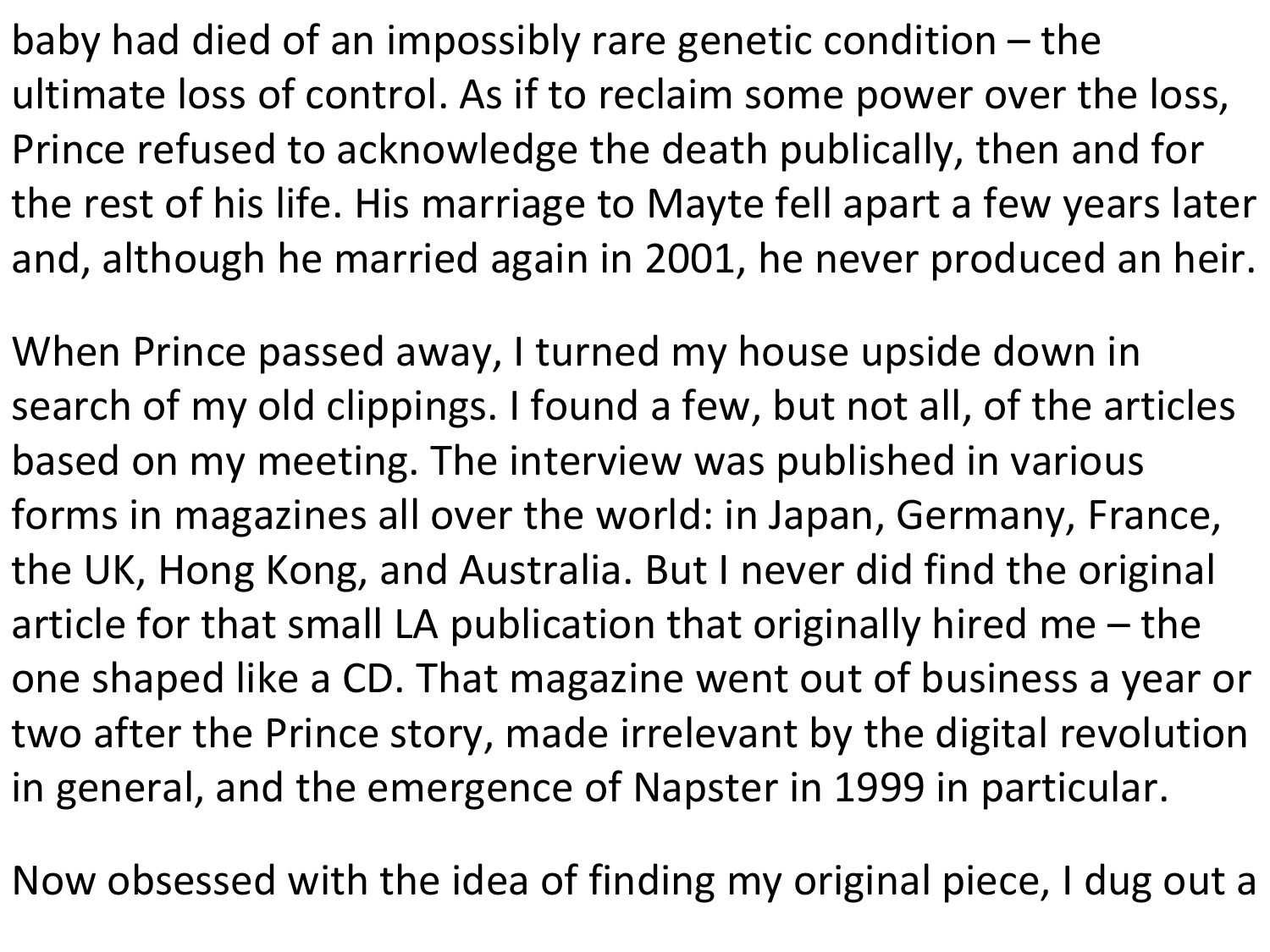baby had died of an impossibly rare genetic condition – the ultimate loss of control. As if to reclaim some power over the loss, Prince refused to acknowledge the death publically, then and for the rest of his life. His marriage to Mayte fell apart a few years later and, although he married again in 2001, he never produced an heir.

When Prince passed away, I turned my house upside down in search of my old clippings. I found a few, but not all, of the articles based on my meeting. The interview was published in various forms in magazines all over the world: in Japan, Germany, France, the UK, Hong Kong, and Australia. But I never did find the original article for that small LA publication that originally hired me – the one shaped like a CD. That magazine went out of business a year or two after the Prince story, made irrelevant by the digital revolution in general, and the emergence of Napster in 1999 in particular.

Now obsessed with the idea of finding my original piece, I dug out a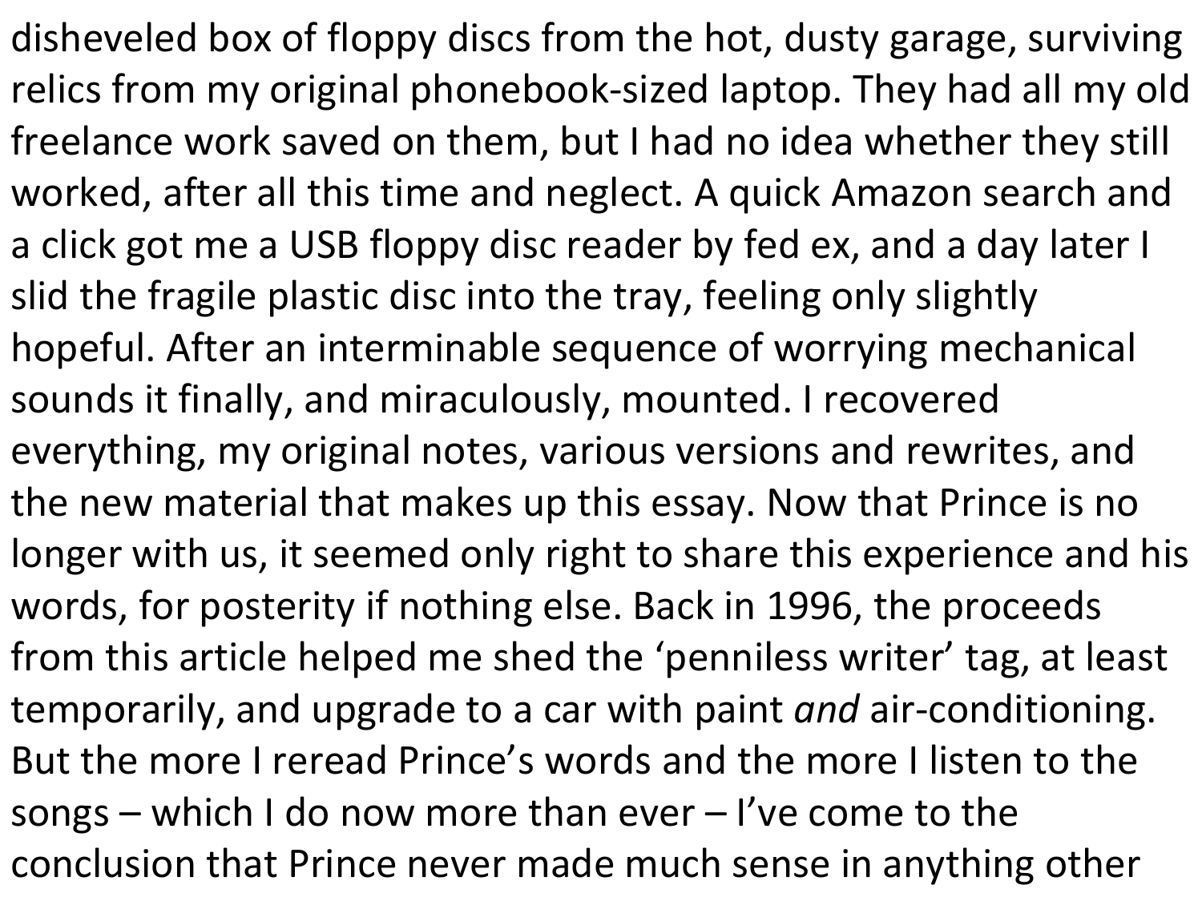disheveled box of floppy discs from the hot, dusty garage, surviving relics from my original phonebook-sized laptop. They had all my old freelance work saved on them, but I had no idea whether they still worked, after all this time and neglect. A quick Amazon search and a click got me a USB floppy disc reader by fed ex, and a day later I slid the fragile plastic disc into the tray, feeling only slightly hopeful. After an interminable sequence of worrying mechanical sounds it finally, and miraculously, mounted. I recovered everything, my original notes, various versions and rewrites, and the new material that makes up this essay. Now that Prince is no longer with us, it seemed only right to share this experience and his words, for posterity if nothing else. Back in 1996, the proceeds from this article helped me shed the 'penniless writer' tag, at least temporarily, and upgrade to a car with paint *and* air-conditioning. But the more I reread Prince's words and the more I listen to the songs – which I do now more than ever – I've come to the conclusion that Prince never made much sense in anything other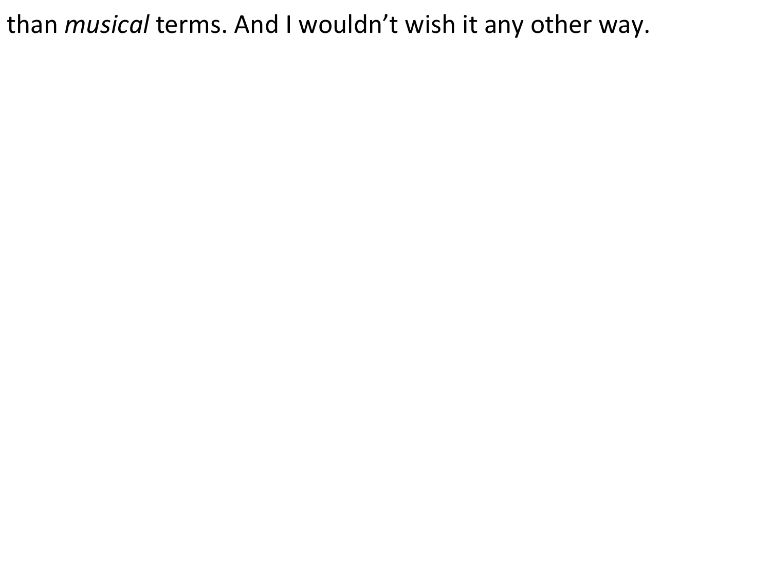than *musical* terms. And I wouldn’t wish it any other way.